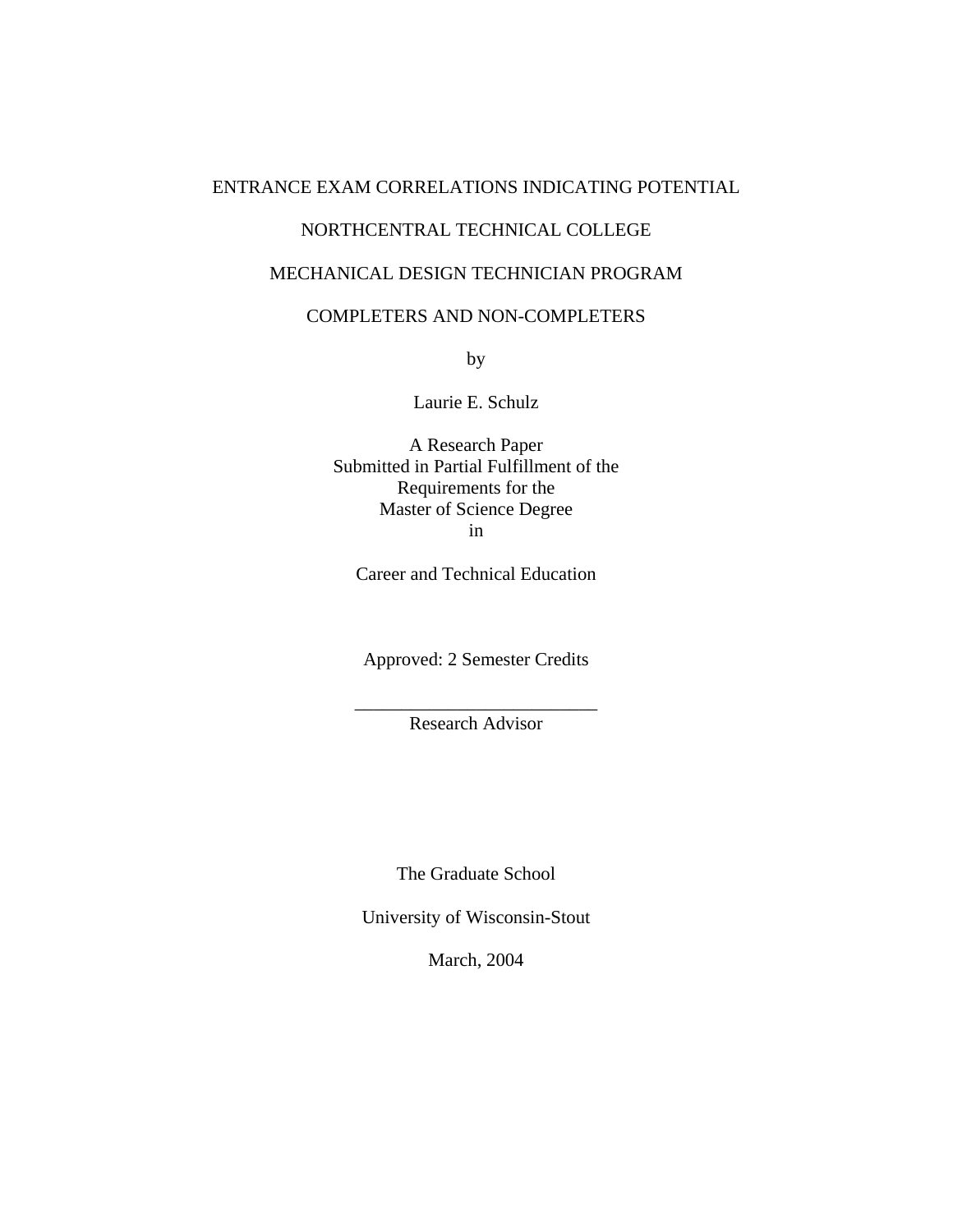# ENTRANCE EXAM CORRELATIONS INDICATING POTENTIAL

# NORTHCENTRAL TECHNICAL COLLEGE

# MECHANICAL DESIGN TECHNICIAN PROGRAM

# COMPLETERS AND NON-COMPLETERS

by

Laurie E. Schulz

A Research Paper
Submitted in Partial Fulfillment of the
Requirements for the
Master of Science Degree
in

Career and Technical Education

Approved: 2 Semester Credits

___________________________
Research Advisor

The Graduate School

University of Wisconsin-Stout

March, 2004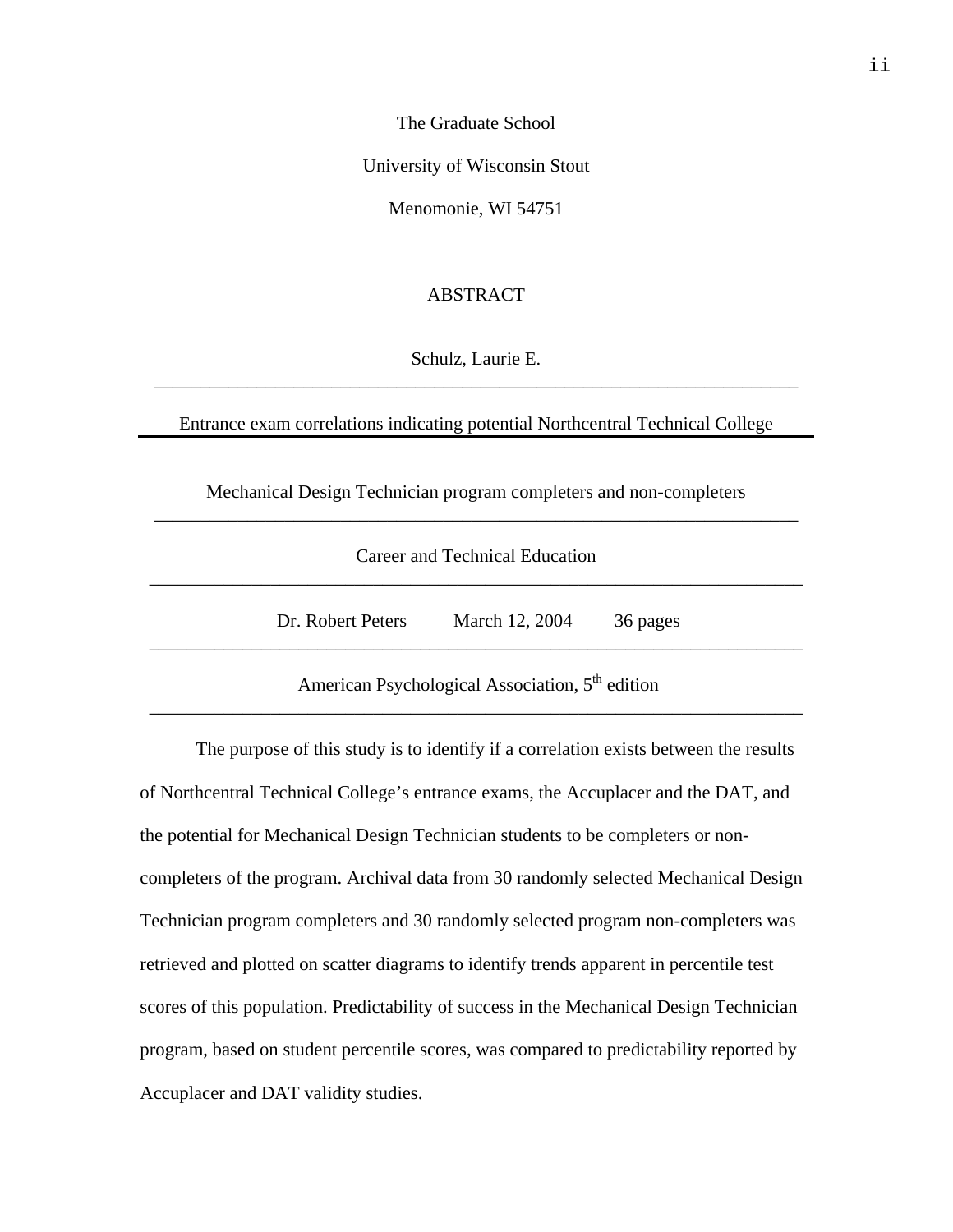The Graduate School

University of Wisconsin Stout

Menomonie, WI 54751

# ABSTRACT

Schulz, Laurie E.

Entrance exam correlations indicating potential Northcentral Technical College

Mechanical Design Technician program completers and non-completers

Career and Technical Education

Dr. Robert Peters March 12, 2004 36 pages

American Psychological Association, 5th edition

The purpose of this study is to identify if a correlation exists between the results of Northcentral Technical College's entrance exams, the Accuplacer and the DAT, and the potential for Mechanical Design Technician students to be completers or non-completers of the program. Archival data from 30 randomly selected Mechanical Design Technician program completers and 30 randomly selected program non-completers was retrieved and plotted on scatter diagrams to identify trends apparent in percentile test scores of this population. Predictability of success in the Mechanical Design Technician program, based on student percentile scores, was compared to predictability reported by Accuplacer and DAT validity studies.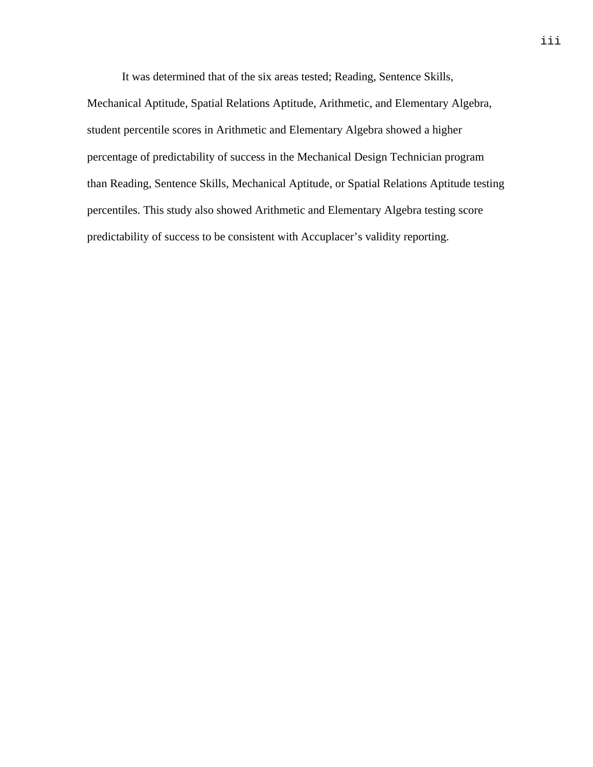It was determined that of the six areas tested; Reading, Sentence Skills, Mechanical Aptitude, Spatial Relations Aptitude, Arithmetic, and Elementary Algebra, student percentile scores in Arithmetic and Elementary Algebra showed a higher percentage of predictability of success in the Mechanical Design Technician program than Reading, Sentence Skills, Mechanical Aptitude, or Spatial Relations Aptitude testing percentiles. This study also showed Arithmetic and Elementary Algebra testing score predictability of success to be consistent with Accuplacer's validity reporting.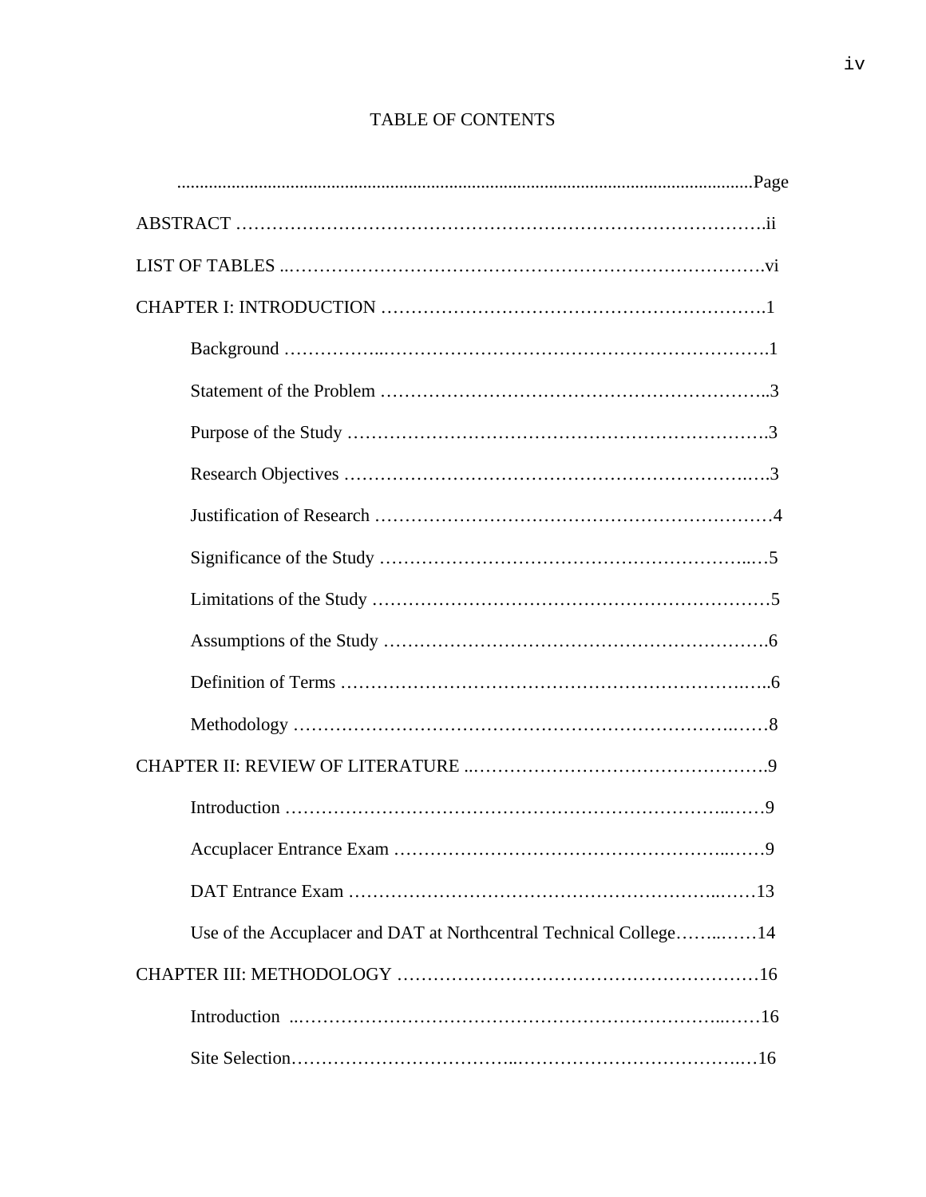# TABLE OF CONTENTS

Page

ABSTRACT ..... ii

LIST OF TABLES ..... vi

CHAPTER I: INTRODUCTION ..... 1

- Background ..... 1
- Statement of the Problem ..... 3
- Purpose of the Study ..... 3
- Research Objectives ..... 3
- Justification of Research ..... 4
- Significance of the Study ..... 5
- Limitations of the Study ..... 5
- Assumptions of the Study ..... 6
- Definition of Terms ..... 6
- Methodology ..... 8

CHAPTER II: REVIEW OF LITERATURE ..... 9

- Introduction ..... 9
- Accuplacer Entrance Exam ..... 9
- DAT Entrance Exam ..... 13
- Use of the Accuplacer and DAT at Northcentral Technical College ..... 14

CHAPTER III: METHODOLOGY ..... 16

- Introduction ..... 16
- Site Selection ..... 16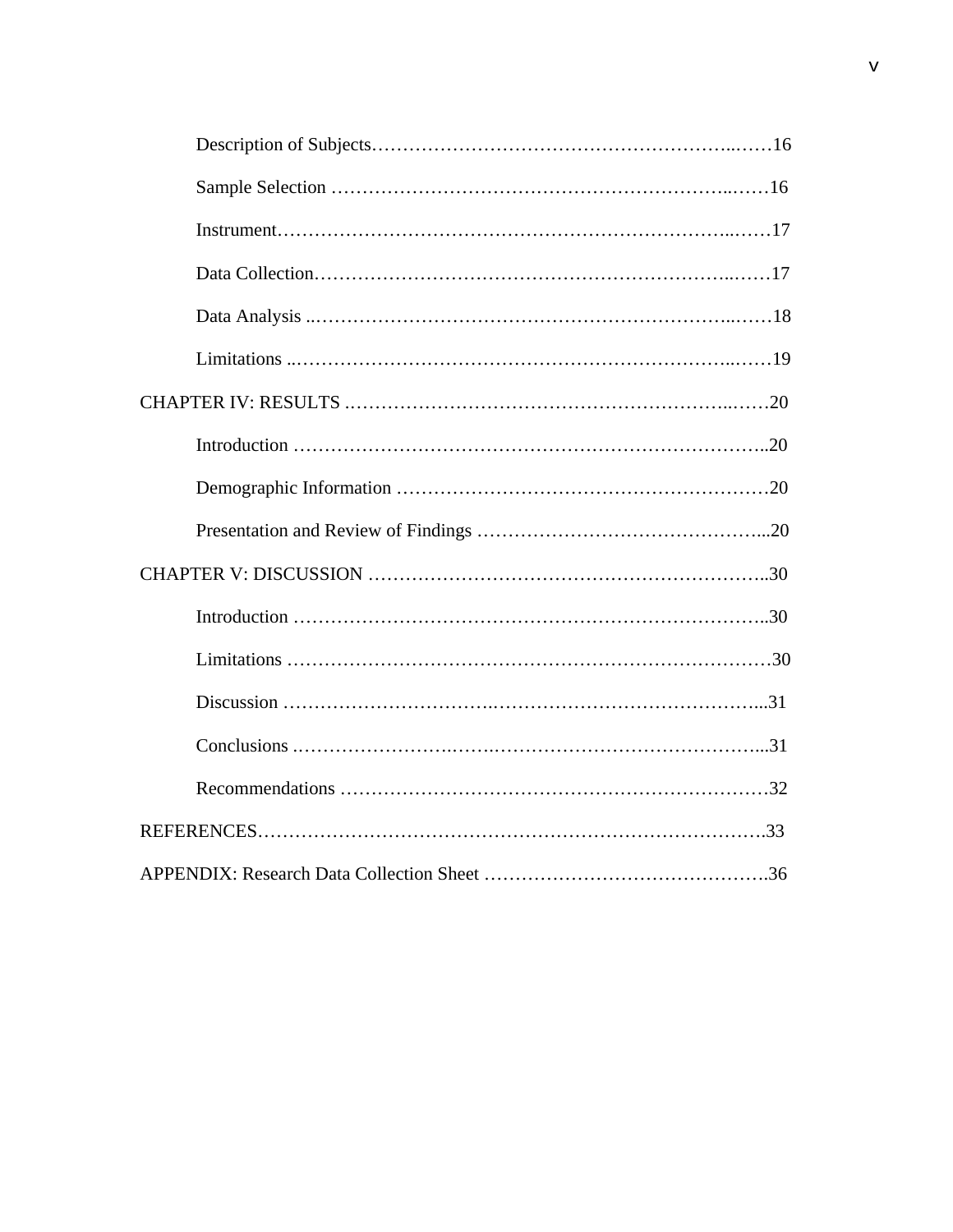Description of Subjects……………………………………………………..……16

Sample Selection ……………………………………………………..……16

Instrument………………………………………………………………..……17

Data Collection………………………………………………………..……17

Data Analysis ..…………………………………………………………..……18

Limitations ..……………………………………………………………..……19

CHAPTER IV: RESULTS .……………………………………………..……20

Introduction …………………………………………………………………..20

Demographic Information ……………………………………………………20

Presentation and Review of Findings ………………………………………...20

CHAPTER V: DISCUSSION ……………………………………………………..30

Introduction …………………………………………………………………..30

Limitations ……………………………………………………………………30

Discussion ……………………………………………………………………...31

Conclusions .…………………………………………………………………...31

Recommendations ……………………………………………………………32

REFERENCES………………………………………………………………….33

APPENDIX: Research Data Collection Sheet ……………………………………….36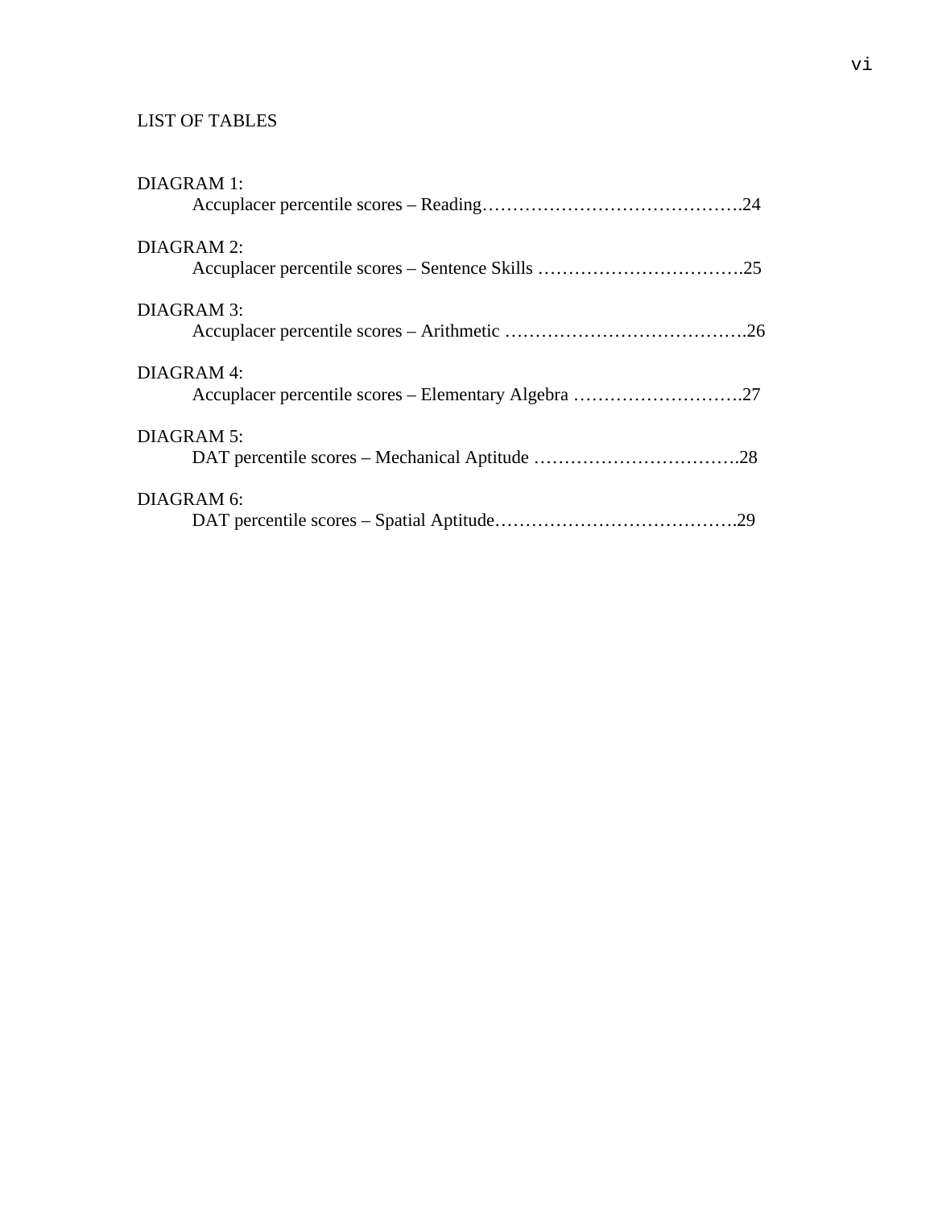## LIST OF TABLES

DIAGRAM 1:
Accuplacer percentile scores – Reading……………………………………..24

DIAGRAM 2:
Accuplacer percentile scores – Sentence Skills …………………….……….25

DIAGRAM 3:
Accuplacer percentile scores – Arithmetic ………………………………….26

DIAGRAM 4:
Accuplacer percentile scores – Elementary Algebra ……………………….27

DIAGRAM 5:
DAT percentile scores – Mechanical Aptitude …………………………….28

DIAGRAM 6:
DAT percentile scores – Spatial Aptitude………………………………….29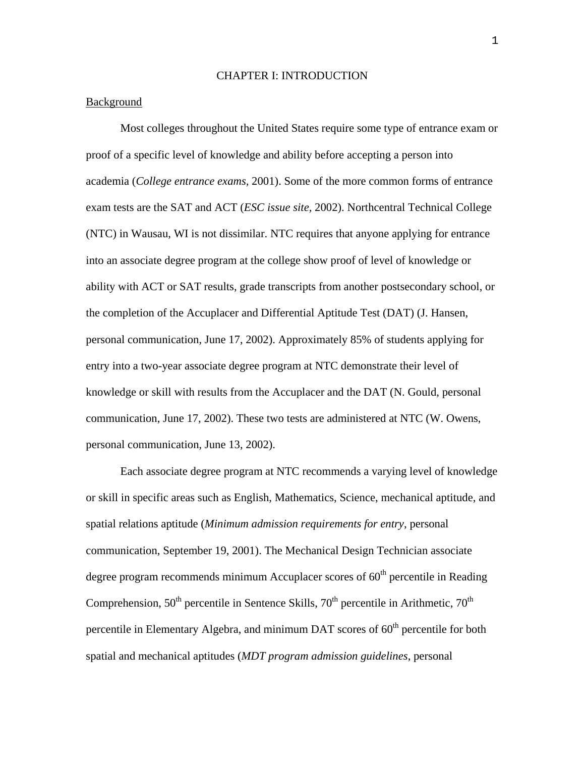# CHAPTER I: INTRODUCTION

## Background

Most colleges throughout the United States require some type of entrance exam or proof of a specific level of knowledge and ability before accepting a person into academia (*College entrance exams*, 2001). Some of the more common forms of entrance exam tests are the SAT and ACT (*ESC issue site*, 2002). Northcentral Technical College (NTC) in Wausau, WI is not dissimilar. NTC requires that anyone applying for entrance into an associate degree program at the college show proof of level of knowledge or ability with ACT or SAT results, grade transcripts from another postsecondary school, or the completion of the Accuplacer and Differential Aptitude Test (DAT) (J. Hansen, personal communication, June 17, 2002). Approximately 85% of students applying for entry into a two-year associate degree program at NTC demonstrate their level of knowledge or skill with results from the Accuplacer and the DAT (N. Gould, personal communication, June 17, 2002). These two tests are administered at NTC (W. Owens, personal communication, June 13, 2002).

Each associate degree program at NTC recommends a varying level of knowledge or skill in specific areas such as English, Mathematics, Science, mechanical aptitude, and spatial relations aptitude (*Minimum admission requirements for entry*, personal communication, September 19, 2001). The Mechanical Design Technician associate degree program recommends minimum Accuplacer scores of 60$^{th}$ percentile in Reading Comprehension, 50$^{th}$ percentile in Sentence Skills, 70$^{th}$ percentile in Arithmetic, 70$^{th}$ percentile in Elementary Algebra, and minimum DAT scores of 60$^{th}$ percentile for both spatial and mechanical aptitudes (*MDT program admission guidelines*, personal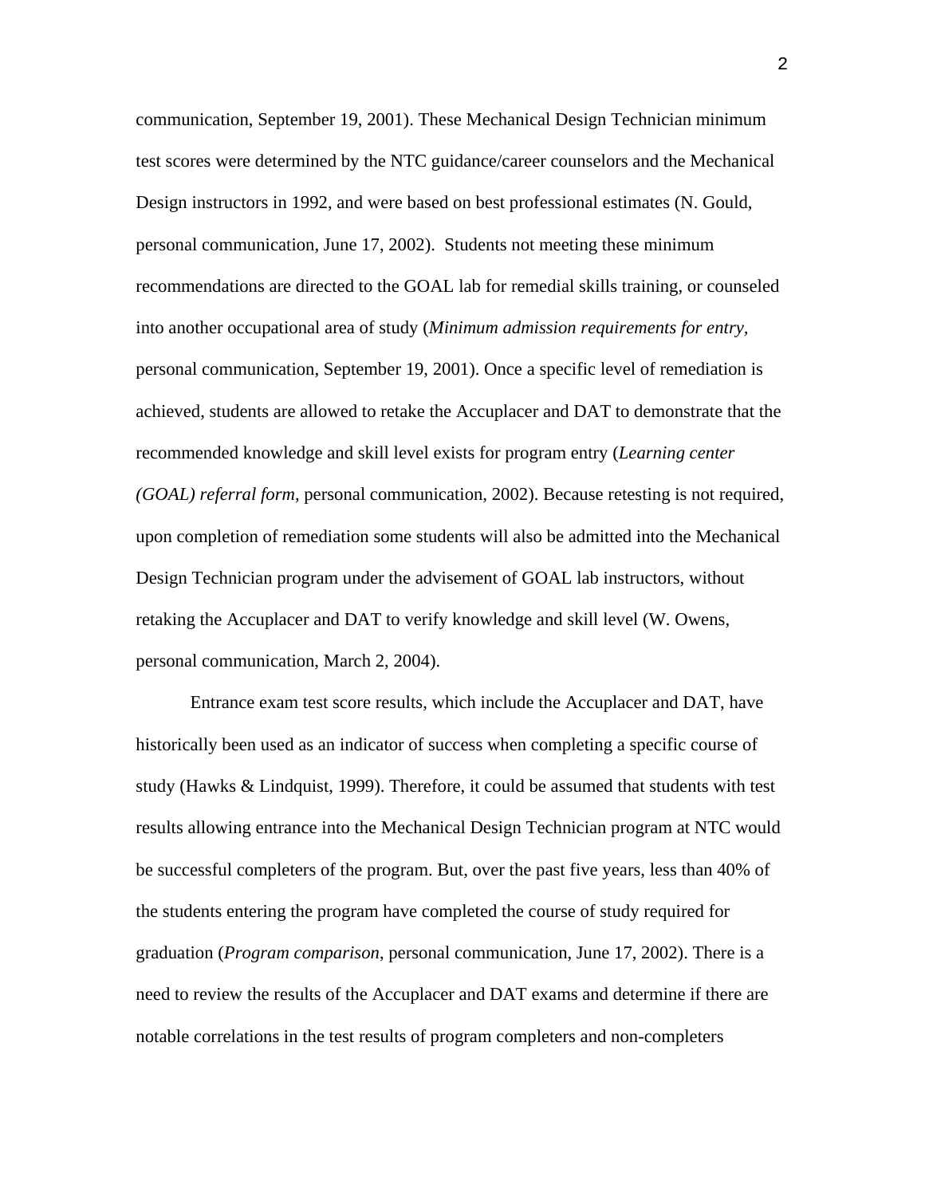communication, September 19, 2001). These Mechanical Design Technician minimum test scores were determined by the NTC guidance/career counselors and the Mechanical Design instructors in 1992, and were based on best professional estimates (N. Gould, personal communication, June 17, 2002). Students not meeting these minimum recommendations are directed to the GOAL lab for remedial skills training, or counseled into another occupational area of study (*Minimum admission requirements for entry*, personal communication, September 19, 2001). Once a specific level of remediation is achieved, students are allowed to retake the Accuplacer and DAT to demonstrate that the recommended knowledge and skill level exists for program entry (*Learning center (GOAL) referral form*, personal communication, 2002). Because retesting is not required, upon completion of remediation some students will also be admitted into the Mechanical Design Technician program under the advisement of GOAL lab instructors, without retaking the Accuplacer and DAT to verify knowledge and skill level (W. Owens, personal communication, March 2, 2004).

Entrance exam test score results, which include the Accuplacer and DAT, have historically been used as an indicator of success when completing a specific course of study (Hawks & Lindquist, 1999). Therefore, it could be assumed that students with test results allowing entrance into the Mechanical Design Technician program at NTC would be successful completers of the program. But, over the past five years, less than 40% of the students entering the program have completed the course of study required for graduation (*Program comparison*, personal communication, June 17, 2002). There is a need to review the results of the Accuplacer and DAT exams and determine if there are notable correlations in the test results of program completers and non-completers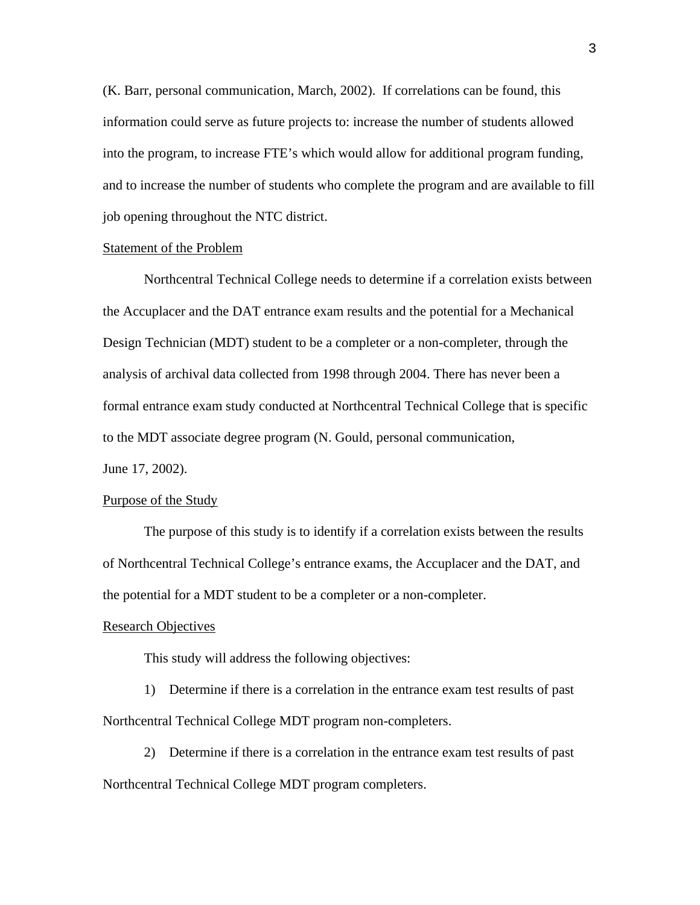(K. Barr, personal communication, March, 2002). If correlations can be found, this information could serve as future projects to: increase the number of students allowed into the program, to increase FTE's which would allow for additional program funding, and to increase the number of students who complete the program and are available to fill job opening throughout the NTC district.

## Statement of the Problem

Northcentral Technical College needs to determine if a correlation exists between the Accuplacer and the DAT entrance exam results and the potential for a Mechanical Design Technician (MDT) student to be a completer or a non-completer, through the analysis of archival data collected from 1998 through 2004. There has never been a formal entrance exam study conducted at Northcentral Technical College that is specific to the MDT associate degree program (N. Gould, personal communication, June 17, 2002).

## Purpose of the Study

The purpose of this study is to identify if a correlation exists between the results of Northcentral Technical College's entrance exams, the Accuplacer and the DAT, and the potential for a MDT student to be a completer or a non-completer.

## Research Objectives

This study will address the following objectives:

1) Determine if there is a correlation in the entrance exam test results of past Northcentral Technical College MDT program non-completers.

2) Determine if there is a correlation in the entrance exam test results of past Northcentral Technical College MDT program completers.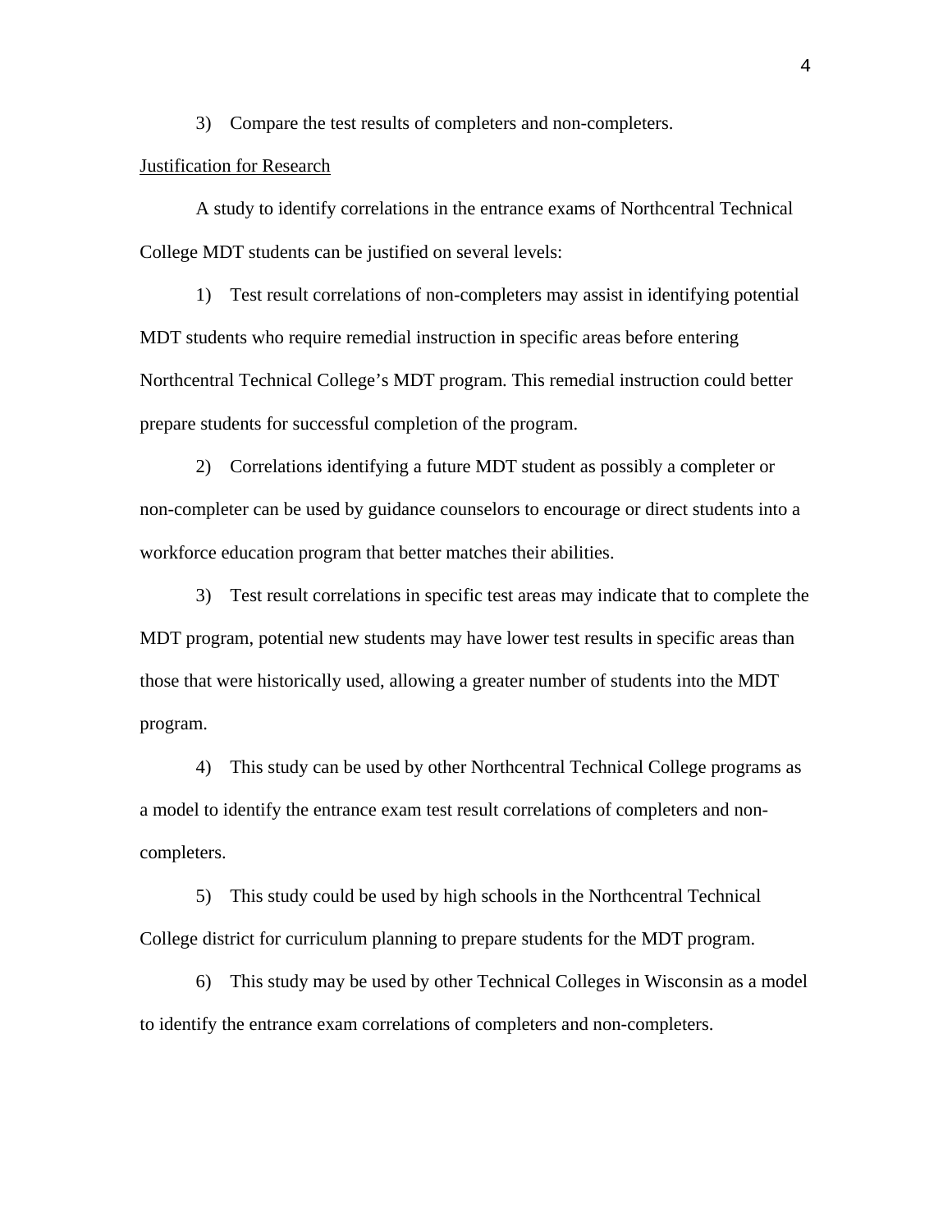3) Compare the test results of completers and non-completers.

Justification for Research

A study to identify correlations in the entrance exams of Northcentral Technical College MDT students can be justified on several levels:

1) Test result correlations of non-completers may assist in identifying potential MDT students who require remedial instruction in specific areas before entering Northcentral Technical College's MDT program. This remedial instruction could better prepare students for successful completion of the program.

2) Correlations identifying a future MDT student as possibly a completer or non-completer can be used by guidance counselors to encourage or direct students into a workforce education program that better matches their abilities.

3) Test result correlations in specific test areas may indicate that to complete the MDT program, potential new students may have lower test results in specific areas than those that were historically used, allowing a greater number of students into the MDT program.

4) This study can be used by other Northcentral Technical College programs as a model to identify the entrance exam test result correlations of completers and non-completers.

5) This study could be used by high schools in the Northcentral Technical College district for curriculum planning to prepare students for the MDT program.

6) This study may be used by other Technical Colleges in Wisconsin as a model to identify the entrance exam correlations of completers and non-completers.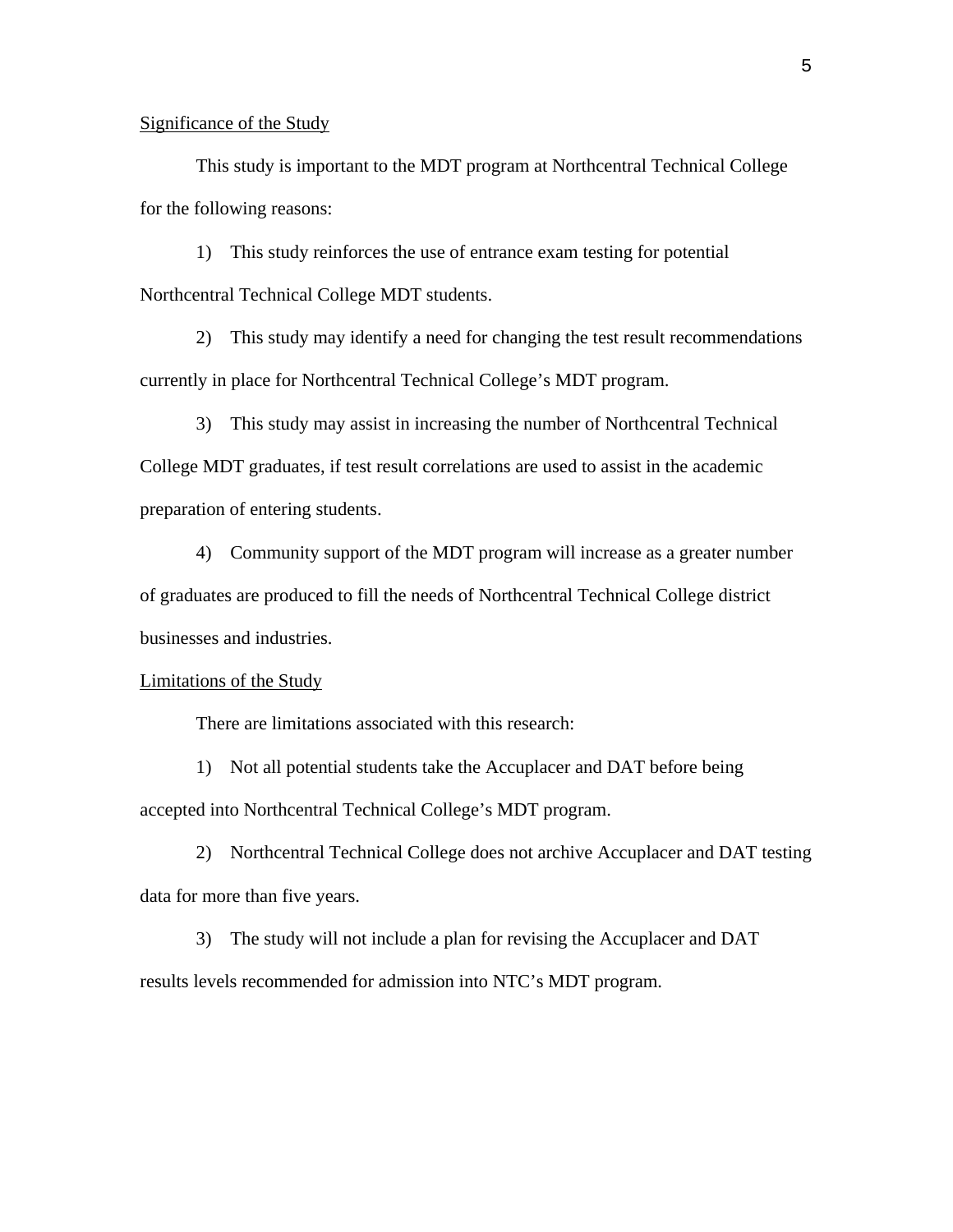## Significance of the Study

This study is important to the MDT program at Northcentral Technical College for the following reasons:

1) This study reinforces the use of entrance exam testing for potential Northcentral Technical College MDT students.

2) This study may identify a need for changing the test result recommendations currently in place for Northcentral Technical College's MDT program.

3) This study may assist in increasing the number of Northcentral Technical College MDT graduates, if test result correlations are used to assist in the academic preparation of entering students.

4) Community support of the MDT program will increase as a greater number of graduates are produced to fill the needs of Northcentral Technical College district businesses and industries.

## Limitations of the Study

There are limitations associated with this research:

1) Not all potential students take the Accuplacer and DAT before being accepted into Northcentral Technical College's MDT program.

2) Northcentral Technical College does not archive Accuplacer and DAT testing data for more than five years.

3) The study will not include a plan for revising the Accuplacer and DAT results levels recommended for admission into NTC's MDT program.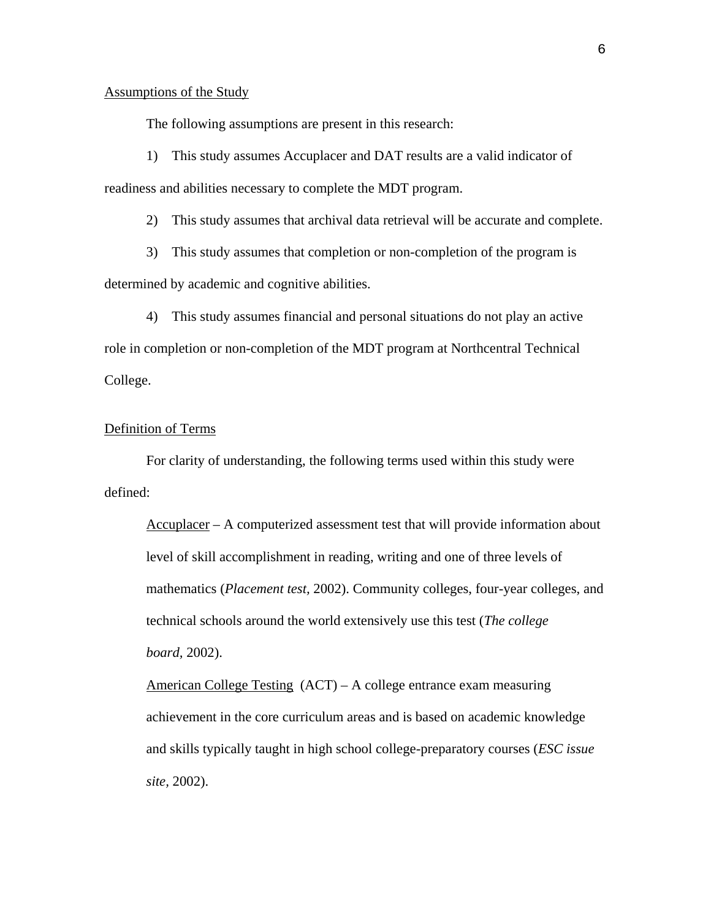## Assumptions of the Study

The following assumptions are present in this research:

1) This study assumes Accuplacer and DAT results are a valid indicator of readiness and abilities necessary to complete the MDT program.

2) This study assumes that archival data retrieval will be accurate and complete.

3) This study assumes that completion or non-completion of the program is determined by academic and cognitive abilities.

4) This study assumes financial and personal situations do not play an active role in completion or non-completion of the MDT program at Northcentral Technical College.

## Definition of Terms

For clarity of understanding, the following terms used within this study were defined:

Accuplacer – A computerized assessment test that will provide information about level of skill accomplishment in reading, writing and one of three levels of mathematics (*Placement test*, 2002). Community colleges, four-year colleges, and technical schools around the world extensively use this test (*The college board*, 2002).

American College Testing (ACT) – A college entrance exam measuring achievement in the core curriculum areas and is based on academic knowledge and skills typically taught in high school college-preparatory courses (*ESC issue site*, 2002).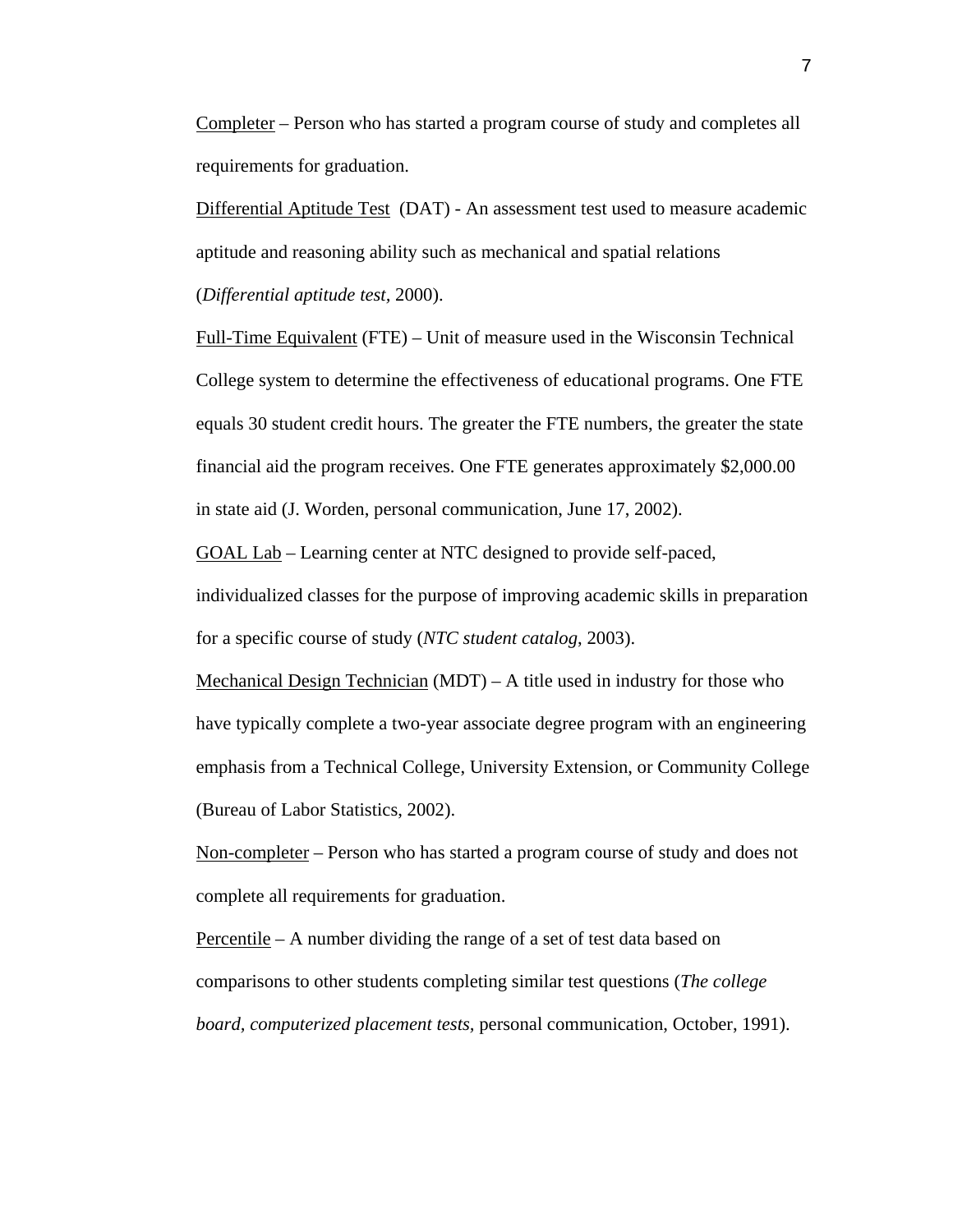Completer – Person who has started a program course of study and completes all requirements for graduation.

Differential Aptitude Test  (DAT) - An assessment test used to measure academic aptitude and reasoning ability such as mechanical and spatial relations (*Differential aptitude test*, 2000).

Full-Time Equivalent (FTE) – Unit of measure used in the Wisconsin Technical College system to determine the effectiveness of educational programs. One FTE equals 30 student credit hours. The greater the FTE numbers, the greater the state financial aid the program receives. One FTE generates approximately $2,000.00 in state aid (J. Worden, personal communication, June 17, 2002).

GOAL Lab – Learning center at NTC designed to provide self-paced, individualized classes for the purpose of improving academic skills in preparation for a specific course of study (*NTC student catalog*, 2003).

Mechanical Design Technician (MDT) – A title used in industry for those who have typically complete a two-year associate degree program with an engineering emphasis from a Technical College, University Extension, or Community College (Bureau of Labor Statistics, 2002).

Non-completer – Person who has started a program course of study and does not complete all requirements for graduation.

Percentile – A number dividing the range of a set of test data based on comparisons to other students completing similar test questions (*The college board, computerized placement tests*, personal communication, October, 1991).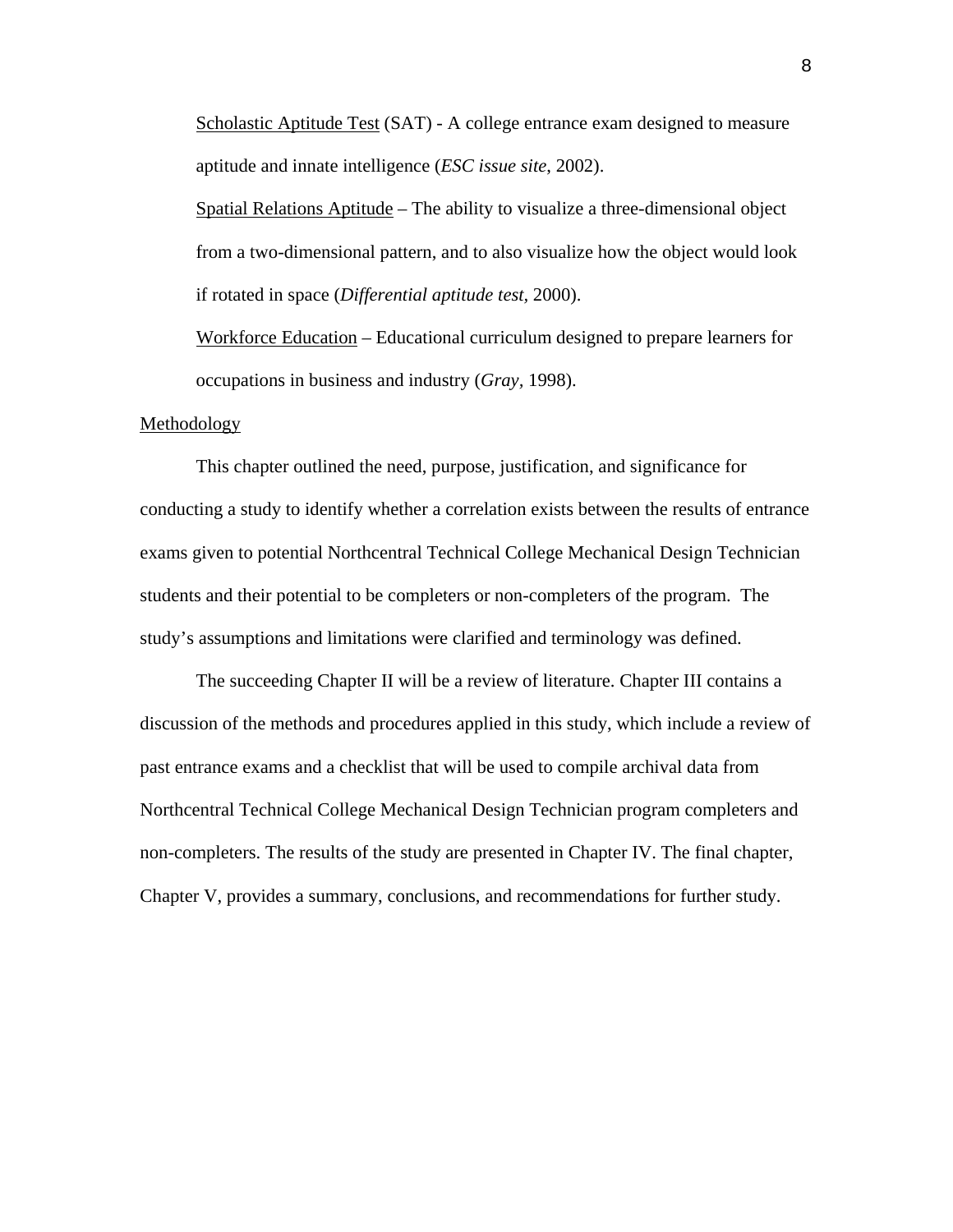Scholastic Aptitude Test (SAT) - A college entrance exam designed to measure aptitude and innate intelligence (*ESC issue site*, 2002).

Spatial Relations Aptitude – The ability to visualize a three-dimensional object from a two-dimensional pattern, and to also visualize how the object would look if rotated in space (*Differential aptitude test*, 2000).

Workforce Education – Educational curriculum designed to prepare learners for occupations in business and industry (*Gray*, 1998).

## Methodology

This chapter outlined the need, purpose, justification, and significance for conducting a study to identify whether a correlation exists between the results of entrance exams given to potential Northcentral Technical College Mechanical Design Technician students and their potential to be completers or non-completers of the program. The study's assumptions and limitations were clarified and terminology was defined.

The succeeding Chapter II will be a review of literature. Chapter III contains a discussion of the methods and procedures applied in this study, which include a review of past entrance exams and a checklist that will be used to compile archival data from Northcentral Technical College Mechanical Design Technician program completers and non-completers. The results of the study are presented in Chapter IV. The final chapter, Chapter V, provides a summary, conclusions, and recommendations for further study.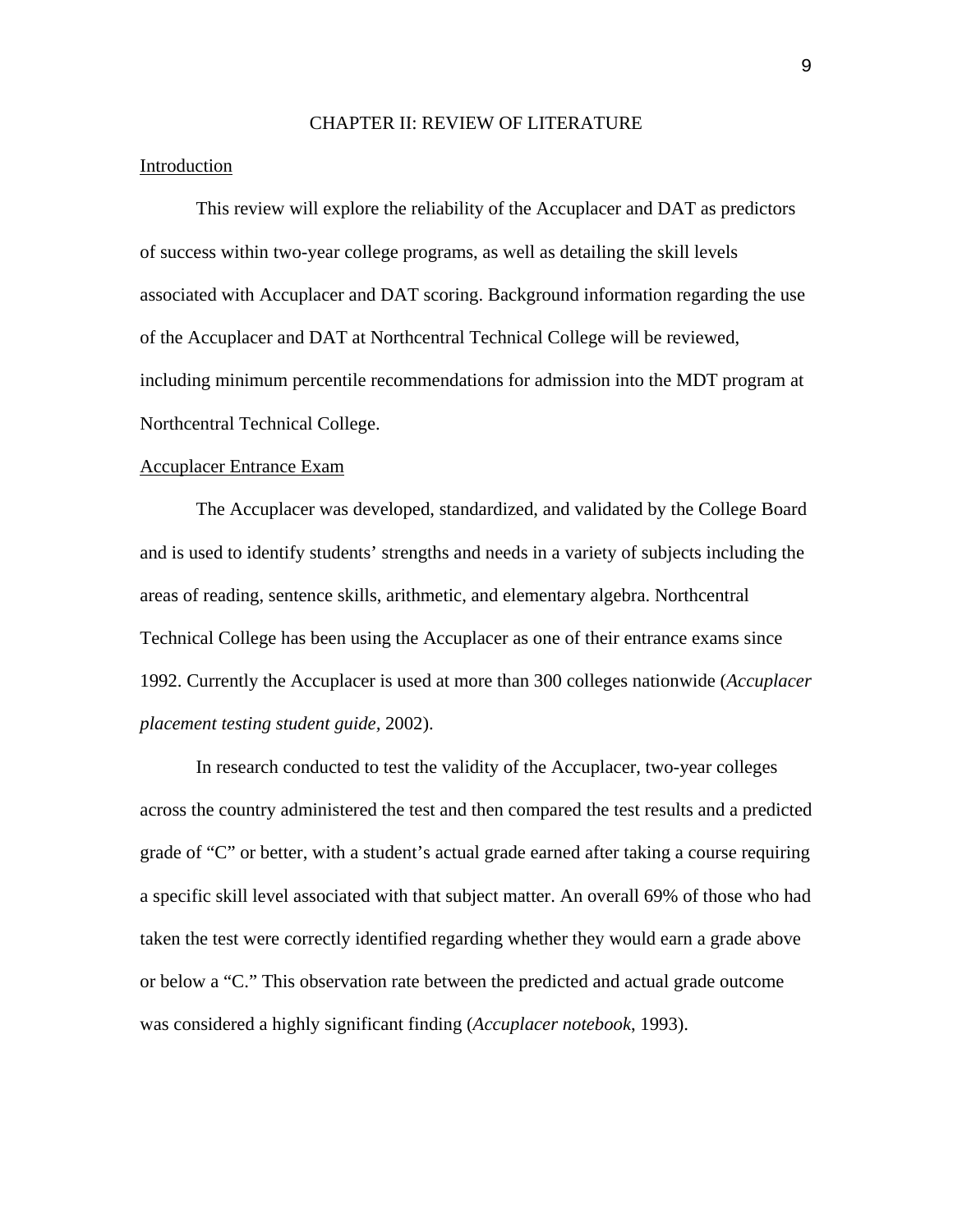## CHAPTER II: REVIEW OF LITERATURE

### Introduction

This review will explore the reliability of the Accuplacer and DAT as predictors of success within two-year college programs, as well as detailing the skill levels associated with Accuplacer and DAT scoring. Background information regarding the use of the Accuplacer and DAT at Northcentral Technical College will be reviewed, including minimum percentile recommendations for admission into the MDT program at Northcentral Technical College.

### Accuplacer Entrance Exam

The Accuplacer was developed, standardized, and validated by the College Board and is used to identify students' strengths and needs in a variety of subjects including the areas of reading, sentence skills, arithmetic, and elementary algebra. Northcentral Technical College has been using the Accuplacer as one of their entrance exams since 1992. Currently the Accuplacer is used at more than 300 colleges nationwide (*Accuplacer placement testing student guide*, 2002).

In research conducted to test the validity of the Accuplacer, two-year colleges across the country administered the test and then compared the test results and a predicted grade of "C" or better, with a student's actual grade earned after taking a course requiring a specific skill level associated with that subject matter. An overall 69% of those who had taken the test were correctly identified regarding whether they would earn a grade above or below a "C." This observation rate between the predicted and actual grade outcome was considered a highly significant finding (*Accuplacer notebook*, 1993).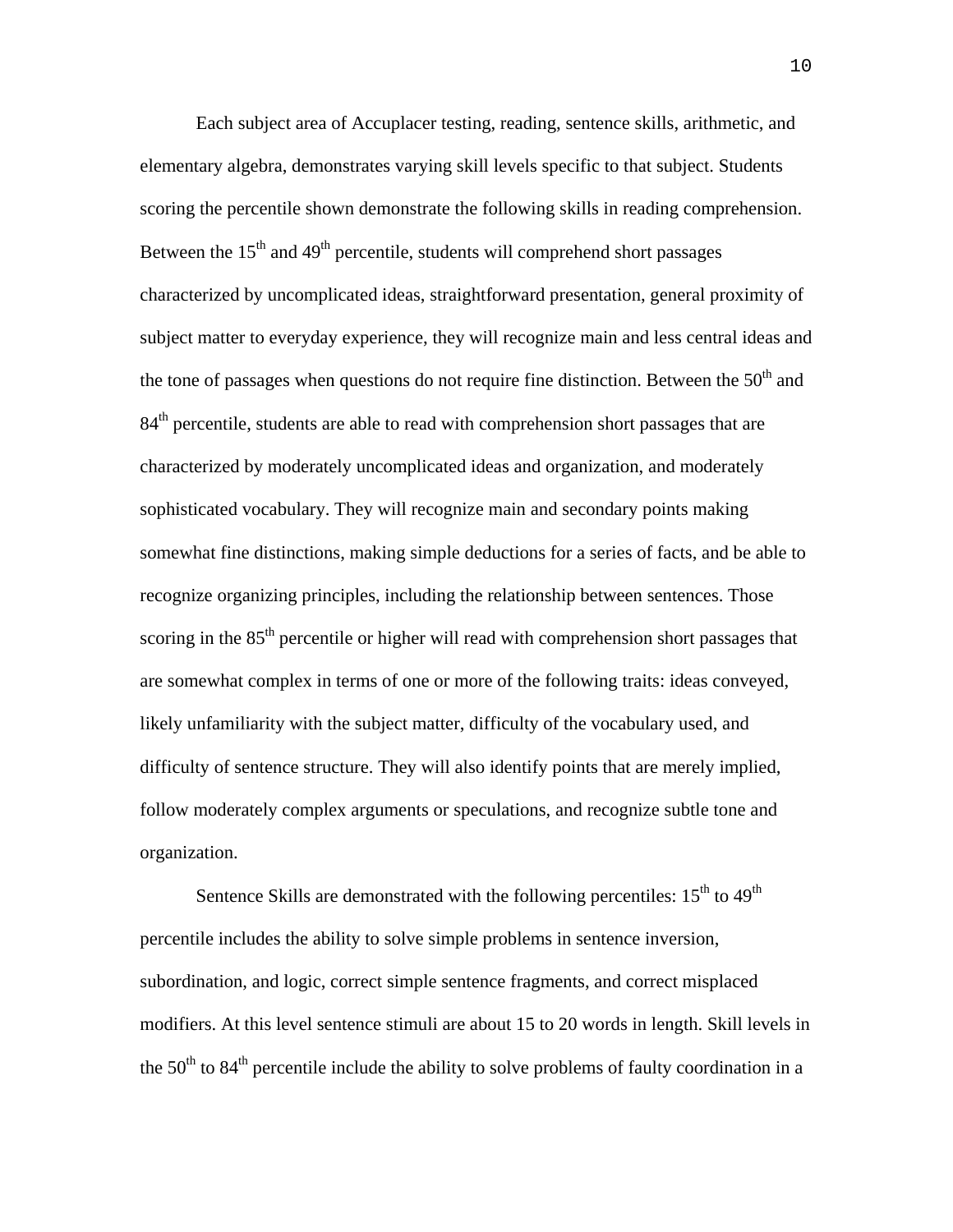Each subject area of Accuplacer testing, reading, sentence skills, arithmetic, and elementary algebra, demonstrates varying skill levels specific to that subject. Students scoring the percentile shown demonstrate the following skills in reading comprehension. Between the 15th and 49th percentile, students will comprehend short passages characterized by uncomplicated ideas, straightforward presentation, general proximity of subject matter to everyday experience, they will recognize main and less central ideas and the tone of passages when questions do not require fine distinction. Between the 50th and 84th percentile, students are able to read with comprehension short passages that are characterized by moderately uncomplicated ideas and organization, and moderately sophisticated vocabulary. They will recognize main and secondary points making somewhat fine distinctions, making simple deductions for a series of facts, and be able to recognize organizing principles, including the relationship between sentences. Those scoring in the 85th percentile or higher will read with comprehension short passages that are somewhat complex in terms of one or more of the following traits: ideas conveyed, likely unfamiliarity with the subject matter, difficulty of the vocabulary used, and difficulty of sentence structure. They will also identify points that are merely implied, follow moderately complex arguments or speculations, and recognize subtle tone and organization.

Sentence Skills are demonstrated with the following percentiles: 15th to 49th percentile includes the ability to solve simple problems in sentence inversion, subordination, and logic, correct simple sentence fragments, and correct misplaced modifiers. At this level sentence stimuli are about 15 to 20 words in length. Skill levels in the 50th to 84th percentile include the ability to solve problems of faulty coordination in a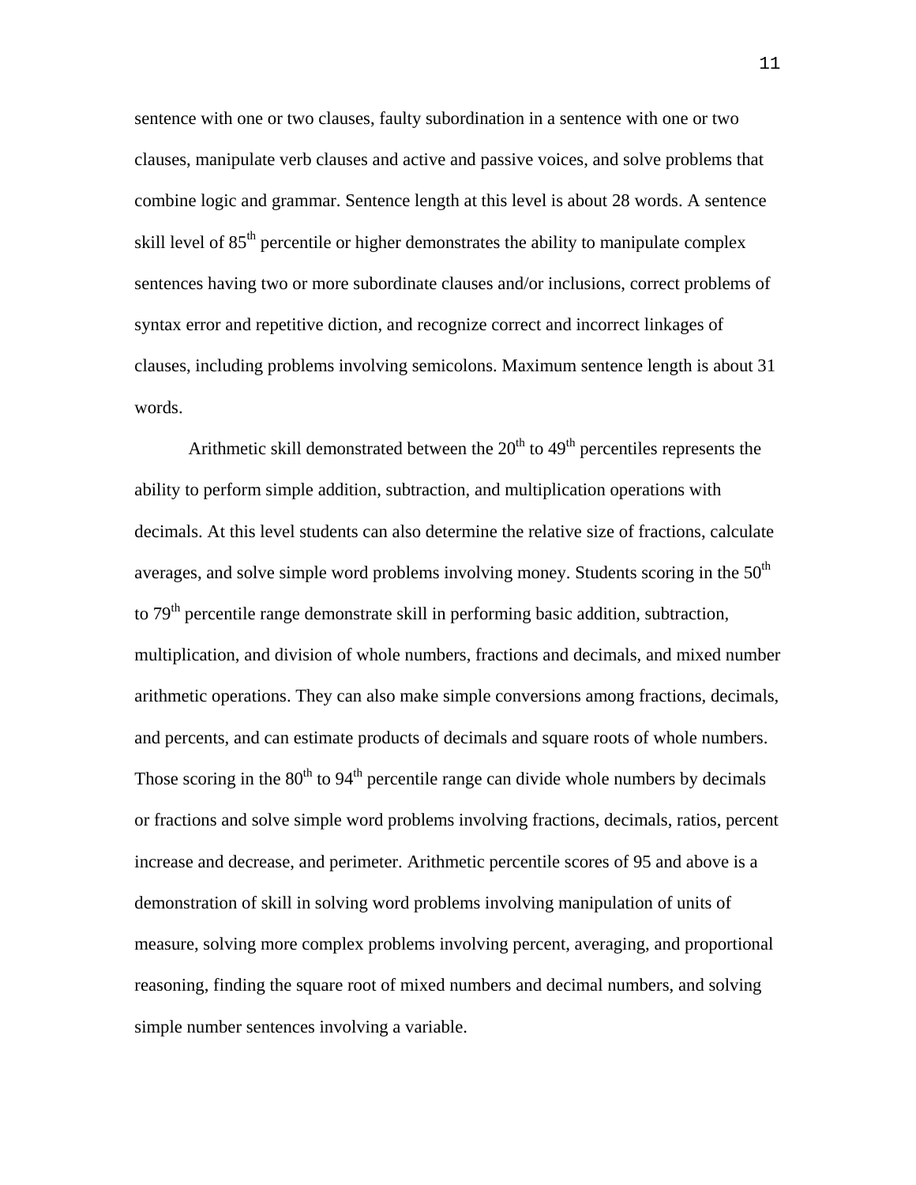sentence with one or two clauses, faulty subordination in a sentence with one or two clauses, manipulate verb clauses and active and passive voices, and solve problems that combine logic and grammar. Sentence length at this level is about 28 words. A sentence skill level of 85th percentile or higher demonstrates the ability to manipulate complex sentences having two or more subordinate clauses and/or inclusions, correct problems of syntax error and repetitive diction, and recognize correct and incorrect linkages of clauses, including problems involving semicolons. Maximum sentence length is about 31 words.

Arithmetic skill demonstrated between the 20th to 49th percentiles represents the ability to perform simple addition, subtraction, and multiplication operations with decimals. At this level students can also determine the relative size of fractions, calculate averages, and solve simple word problems involving money. Students scoring in the 50th to 79th percentile range demonstrate skill in performing basic addition, subtraction, multiplication, and division of whole numbers, fractions and decimals, and mixed number arithmetic operations. They can also make simple conversions among fractions, decimals, and percents, and can estimate products of decimals and square roots of whole numbers. Those scoring in the 80th to 94th percentile range can divide whole numbers by decimals or fractions and solve simple word problems involving fractions, decimals, ratios, percent increase and decrease, and perimeter. Arithmetic percentile scores of 95 and above is a demonstration of skill in solving word problems involving manipulation of units of measure, solving more complex problems involving percent, averaging, and proportional reasoning, finding the square root of mixed numbers and decimal numbers, and solving simple number sentences involving a variable.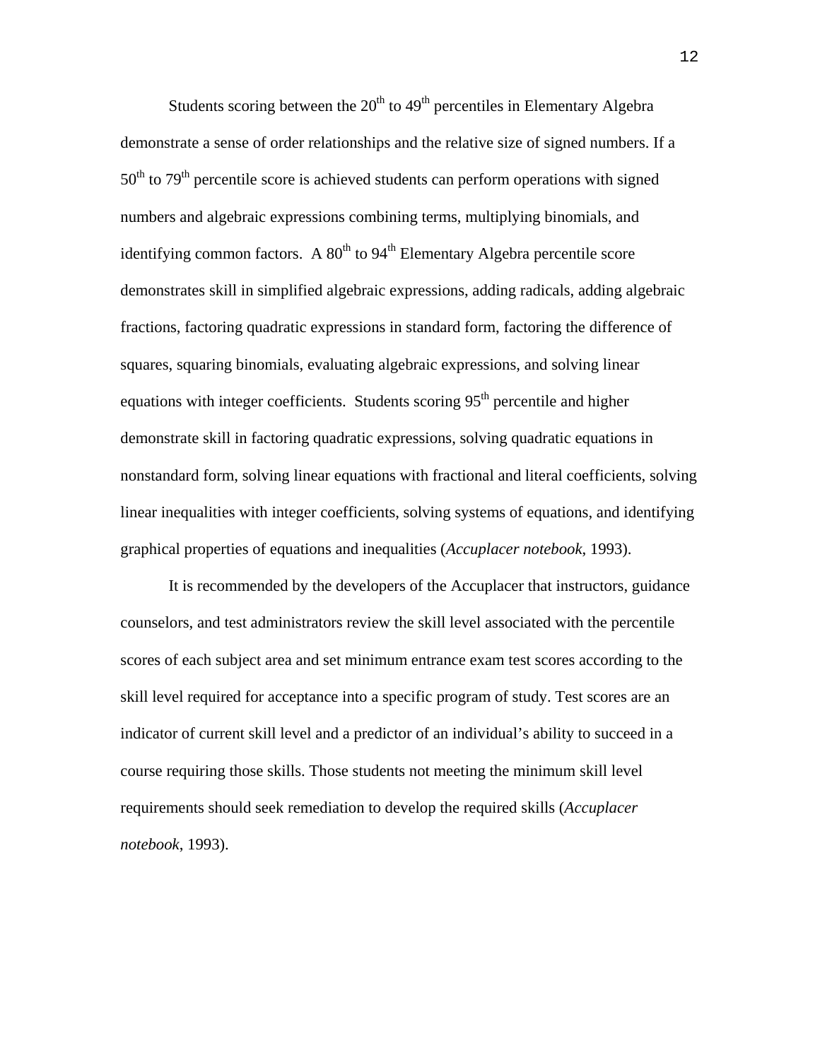Students scoring between the $20^{th}$ to $49^{th}$ percentiles in Elementary Algebra demonstrate a sense of order relationships and the relative size of signed numbers. If a $50^{th}$ to $79^{th}$ percentile score is achieved students can perform operations with signed numbers and algebraic expressions combining terms, multiplying binomials, and identifying common factors.  A $80^{th}$ to $94^{th}$ Elementary Algebra percentile score demonstrates skill in simplified algebraic expressions, adding radicals, adding algebraic fractions, factoring quadratic expressions in standard form, factoring the difference of squares, squaring binomials, evaluating algebraic expressions, and solving linear equations with integer coefficients.  Students scoring $95^{th}$ percentile and higher demonstrate skill in factoring quadratic expressions, solving quadratic equations in nonstandard form, solving linear equations with fractional and literal coefficients, solving linear inequalities with integer coefficients, solving systems of equations, and identifying graphical properties of equations and inequalities (*Accuplacer notebook*, 1993).

It is recommended by the developers of the Accuplacer that instructors, guidance counselors, and test administrators review the skill level associated with the percentile scores of each subject area and set minimum entrance exam test scores according to the skill level required for acceptance into a specific program of study. Test scores are an indicator of current skill level and a predictor of an individual's ability to succeed in a course requiring those skills. Those students not meeting the minimum skill level requirements should seek remediation to develop the required skills (*Accuplacer notebook*, 1993).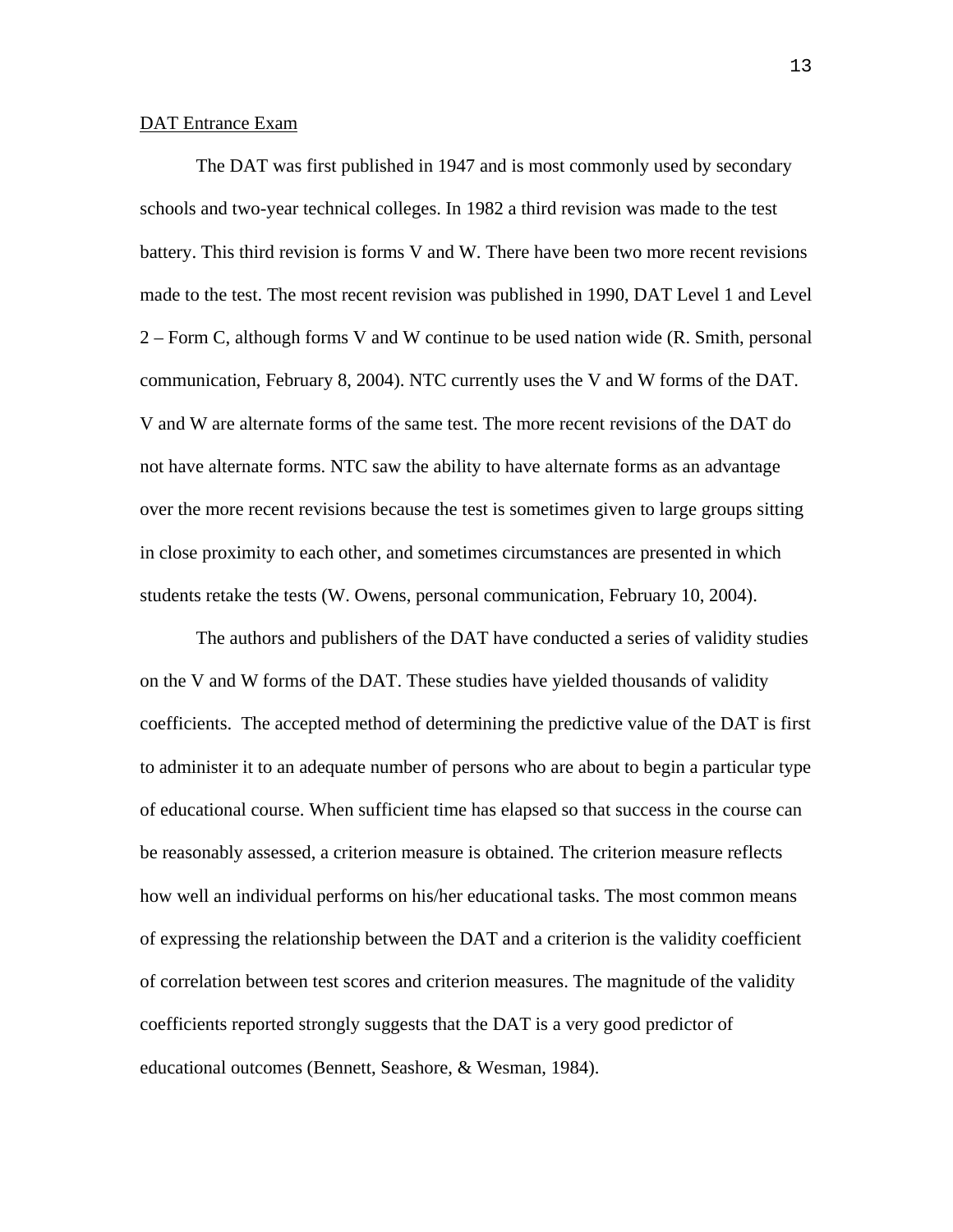<u>DAT Entrance Exam</u>

The DAT was first published in 1947 and is most commonly used by secondary schools and two-year technical colleges. In 1982 a third revision was made to the test battery. This third revision is forms V and W. There have been two more recent revisions made to the test. The most recent revision was published in 1990, DAT Level 1 and Level 2 – Form C, although forms V and W continue to be used nation wide (R. Smith, personal communication, February 8, 2004). NTC currently uses the V and W forms of the DAT. V and W are alternate forms of the same test. The more recent revisions of the DAT do not have alternate forms. NTC saw the ability to have alternate forms as an advantage over the more recent revisions because the test is sometimes given to large groups sitting in close proximity to each other, and sometimes circumstances are presented in which students retake the tests (W. Owens, personal communication, February 10, 2004).

The authors and publishers of the DAT have conducted a series of validity studies on the V and W forms of the DAT. These studies have yielded thousands of validity coefficients. The accepted method of determining the predictive value of the DAT is first to administer it to an adequate number of persons who are about to begin a particular type of educational course. When sufficient time has elapsed so that success in the course can be reasonably assessed, a criterion measure is obtained. The criterion measure reflects how well an individual performs on his/her educational tasks. The most common means of expressing the relationship between the DAT and a criterion is the validity coefficient of correlation between test scores and criterion measures. The magnitude of the validity coefficients reported strongly suggests that the DAT is a very good predictor of educational outcomes (Bennett, Seashore, & Wesman, 1984).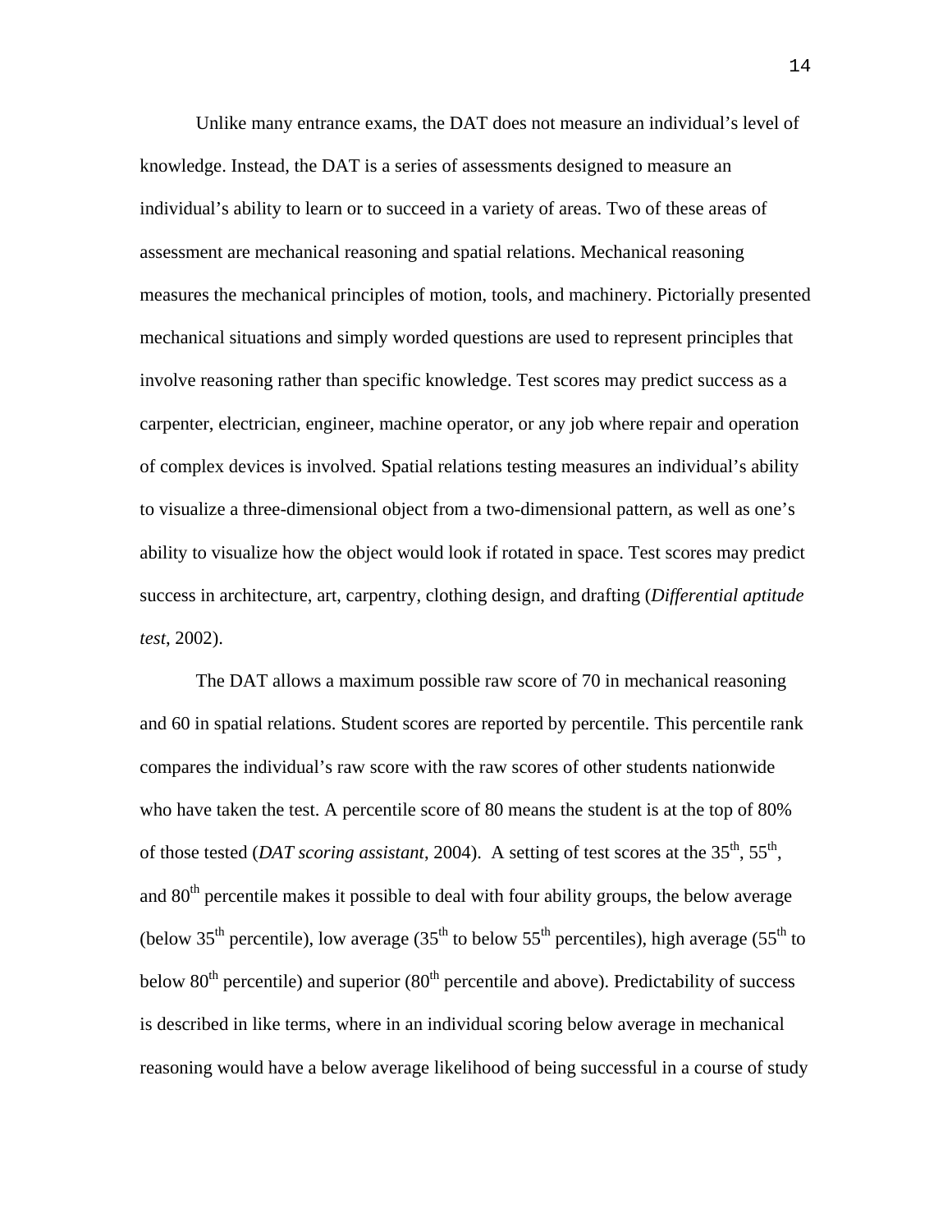Unlike many entrance exams, the DAT does not measure an individual's level of knowledge. Instead, the DAT is a series of assessments designed to measure an individual's ability to learn or to succeed in a variety of areas. Two of these areas of assessment are mechanical reasoning and spatial relations. Mechanical reasoning measures the mechanical principles of motion, tools, and machinery. Pictorially presented mechanical situations and simply worded questions are used to represent principles that involve reasoning rather than specific knowledge. Test scores may predict success as a carpenter, electrician, engineer, machine operator, or any job where repair and operation of complex devices is involved. Spatial relations testing measures an individual's ability to visualize a three-dimensional object from a two-dimensional pattern, as well as one's ability to visualize how the object would look if rotated in space. Test scores may predict success in architecture, art, carpentry, clothing design, and drafting (*Differential aptitude test,* 2002).

The DAT allows a maximum possible raw score of 70 in mechanical reasoning and 60 in spatial relations. Student scores are reported by percentile. This percentile rank compares the individual's raw score with the raw scores of other students nationwide who have taken the test. A percentile score of 80 means the student is at the top of 80% of those tested (*DAT scoring assistant*, 2004). A setting of test scores at the 35th, 55th, and 80th percentile makes it possible to deal with four ability groups, the below average (below 35th percentile), low average (35th to below 55th percentiles), high average (55th to below 80th percentile) and superior (80th percentile and above). Predictability of success is described in like terms, where in an individual scoring below average in mechanical reasoning would have a below average likelihood of being successful in a course of study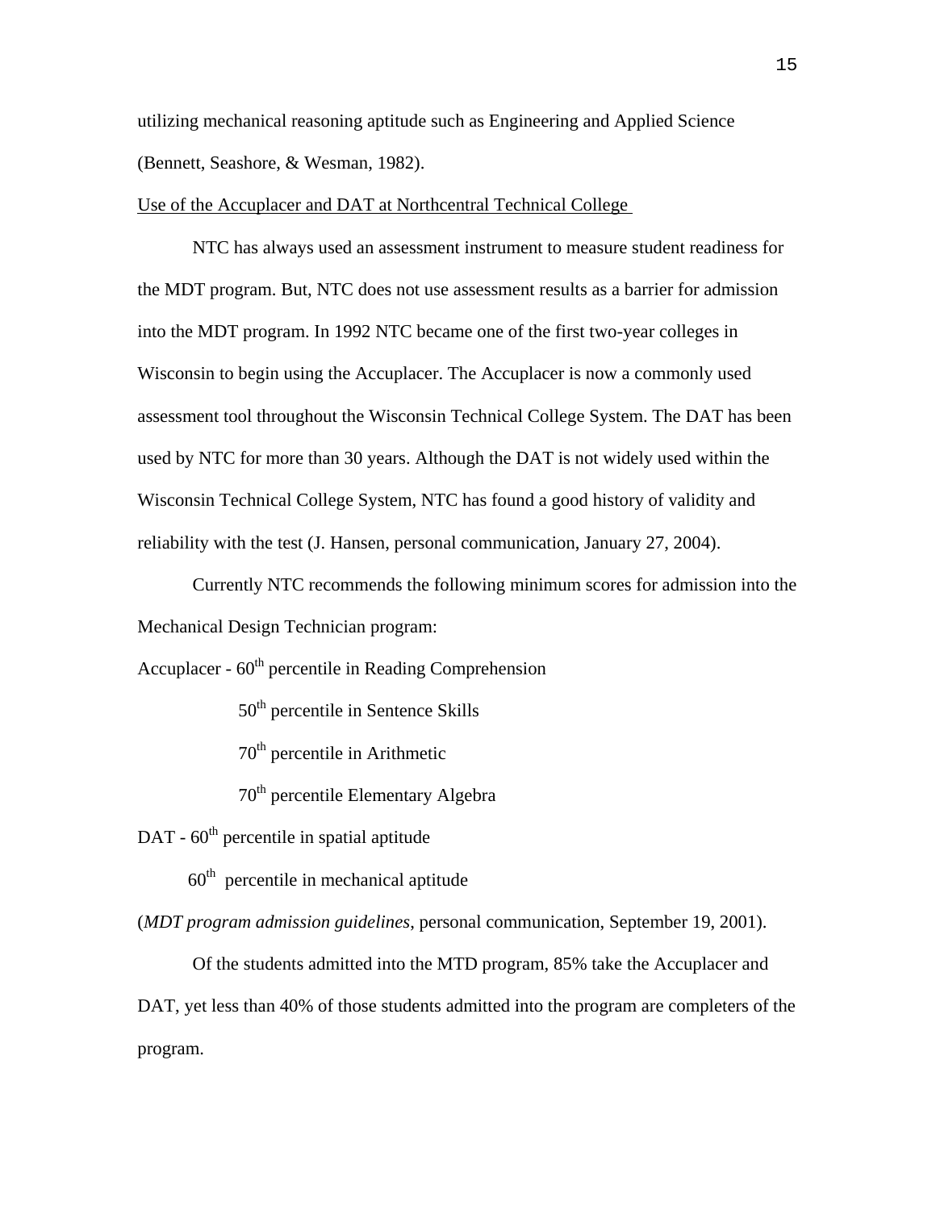utilizing mechanical reasoning aptitude such as Engineering and Applied Science (Bennett, Seashore, & Wesman, 1982).

Use of the Accuplacer and DAT at Northcentral Technical College

NTC has always used an assessment instrument to measure student readiness for the MDT program. But, NTC does not use assessment results as a barrier for admission into the MDT program. In 1992 NTC became one of the first two-year colleges in Wisconsin to begin using the Accuplacer. The Accuplacer is now a commonly used assessment tool throughout the Wisconsin Technical College System. The DAT has been used by NTC for more than 30 years. Although the DAT is not widely used within the Wisconsin Technical College System, NTC has found a good history of validity and reliability with the test (J. Hansen, personal communication, January 27, 2004).

Currently NTC recommends the following minimum scores for admission into the Mechanical Design Technician program:

Accuplacer - 60th percentile in Reading Comprehension

50th percentile in Sentence Skills

70th percentile in Arithmetic

70th percentile Elementary Algebra

DAT - 60th percentile in spatial aptitude

60th percentile in mechanical aptitude

(*MDT program admission guidelines*, personal communication, September 19, 2001).

Of the students admitted into the MTD program, 85% take the Accuplacer and DAT, yet less than 40% of those students admitted into the program are completers of the program.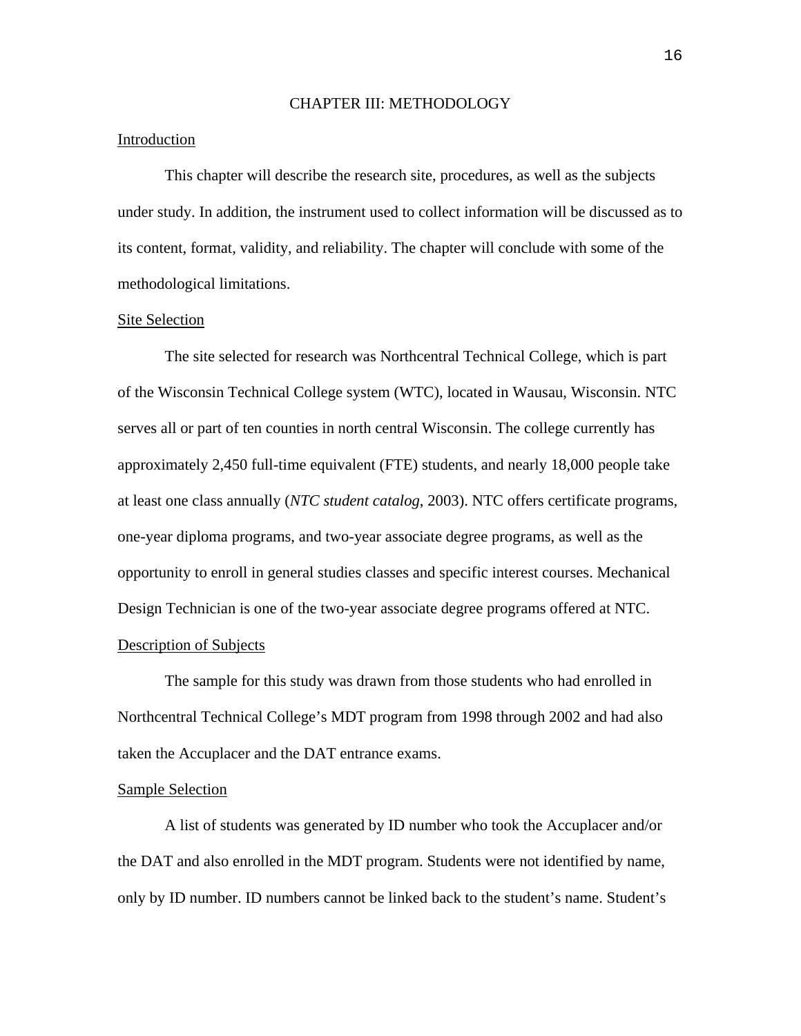# CHAPTER III: METHODOLOGY

## Introduction

This chapter will describe the research site, procedures, as well as the subjects under study. In addition, the instrument used to collect information will be discussed as to its content, format, validity, and reliability. The chapter will conclude with some of the methodological limitations.

## Site Selection

The site selected for research was Northcentral Technical College, which is part of the Wisconsin Technical College system (WTC), located in Wausau, Wisconsin. NTC serves all or part of ten counties in north central Wisconsin. The college currently has approximately 2,450 full-time equivalent (FTE) students, and nearly 18,000 people take at least one class annually (*NTC student catalog*, 2003). NTC offers certificate programs, one-year diploma programs, and two-year associate degree programs, as well as the opportunity to enroll in general studies classes and specific interest courses. Mechanical Design Technician is one of the two-year associate degree programs offered at NTC.

## Description of Subjects

The sample for this study was drawn from those students who had enrolled in Northcentral Technical College's MDT program from 1998 through 2002 and had also taken the Accuplacer and the DAT entrance exams.

## Sample Selection

A list of students was generated by ID number who took the Accuplacer and/or the DAT and also enrolled in the MDT program. Students were not identified by name, only by ID number. ID numbers cannot be linked back to the student's name. Student's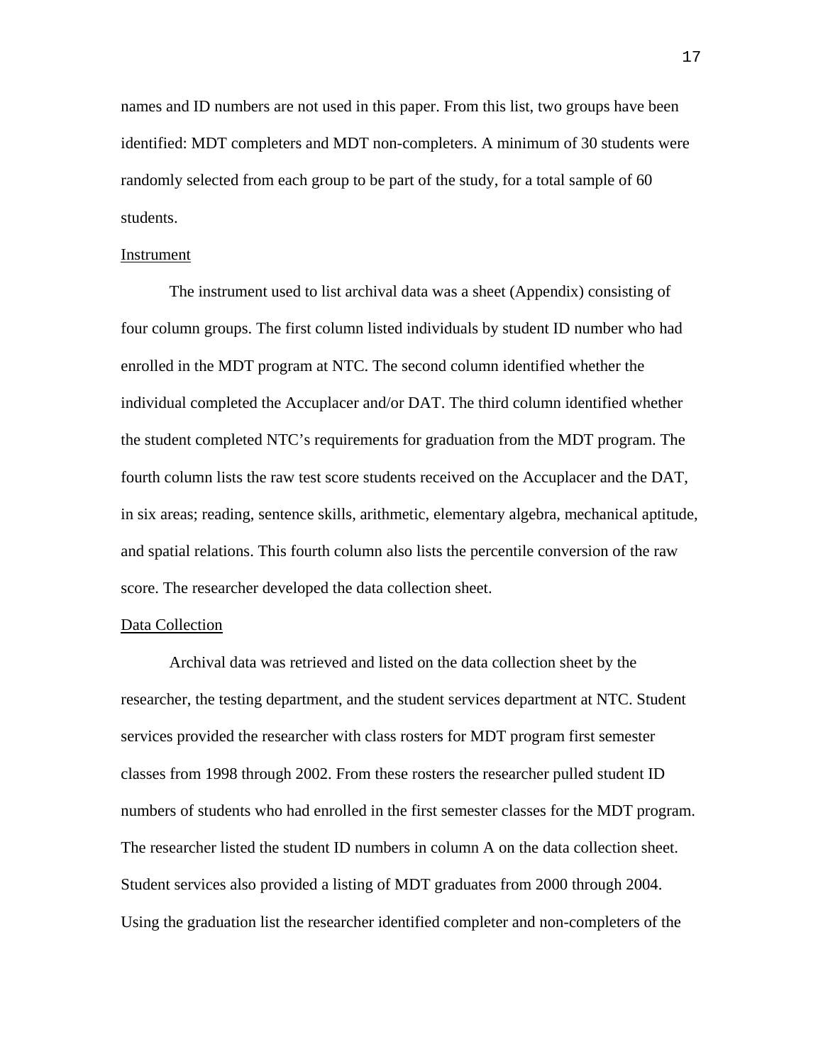names and ID numbers are not used in this paper. From this list, two groups have been identified: MDT completers and MDT non-completers. A minimum of 30 students were randomly selected from each group to be part of the study, for a total sample of 60 students.

## Instrument

The instrument used to list archival data was a sheet (Appendix) consisting of four column groups. The first column listed individuals by student ID number who had enrolled in the MDT program at NTC. The second column identified whether the individual completed the Accuplacer and/or DAT. The third column identified whether the student completed NTC's requirements for graduation from the MDT program. The fourth column lists the raw test score students received on the Accuplacer and the DAT, in six areas; reading, sentence skills, arithmetic, elementary algebra, mechanical aptitude, and spatial relations. This fourth column also lists the percentile conversion of the raw score. The researcher developed the data collection sheet.

## Data Collection

Archival data was retrieved and listed on the data collection sheet by the researcher, the testing department, and the student services department at NTC. Student services provided the researcher with class rosters for MDT program first semester classes from 1998 through 2002. From these rosters the researcher pulled student ID numbers of students who had enrolled in the first semester classes for the MDT program. The researcher listed the student ID numbers in column A on the data collection sheet. Student services also provided a listing of MDT graduates from 2000 through 2004. Using the graduation list the researcher identified completer and non-completers of the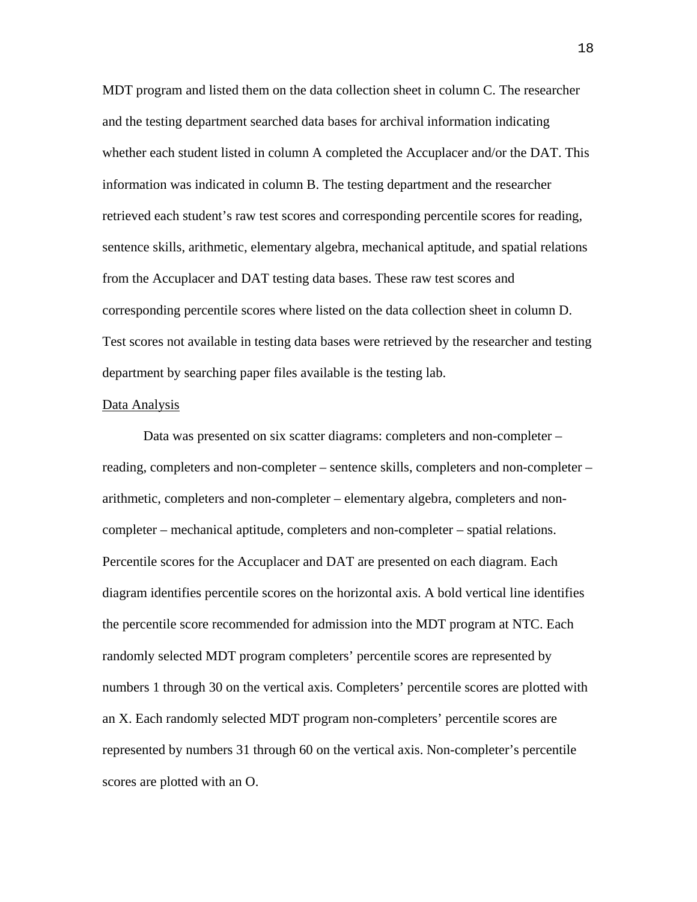MDT program and listed them on the data collection sheet in column C. The researcher and the testing department searched data bases for archival information indicating whether each student listed in column A completed the Accuplacer and/or the DAT. This information was indicated in column B. The testing department and the researcher retrieved each student's raw test scores and corresponding percentile scores for reading, sentence skills, arithmetic, elementary algebra, mechanical aptitude, and spatial relations from the Accuplacer and DAT testing data bases. These raw test scores and corresponding percentile scores where listed on the data collection sheet in column D. Test scores not available in testing data bases were retrieved by the researcher and testing department by searching paper files available is the testing lab.

## Data Analysis

Data was presented on six scatter diagrams: completers and non-completer – reading, completers and non-completer – sentence skills, completers and non-completer – arithmetic, completers and non-completer – elementary algebra, completers and non-completer – mechanical aptitude, completers and non-completer – spatial relations. Percentile scores for the Accuplacer and DAT are presented on each diagram. Each diagram identifies percentile scores on the horizontal axis. A bold vertical line identifies the percentile score recommended for admission into the MDT program at NTC. Each randomly selected MDT program completers' percentile scores are represented by numbers 1 through 30 on the vertical axis. Completers' percentile scores are plotted with an X. Each randomly selected MDT program non-completers' percentile scores are represented by numbers 31 through 60 on the vertical axis. Non-completer's percentile scores are plotted with an O.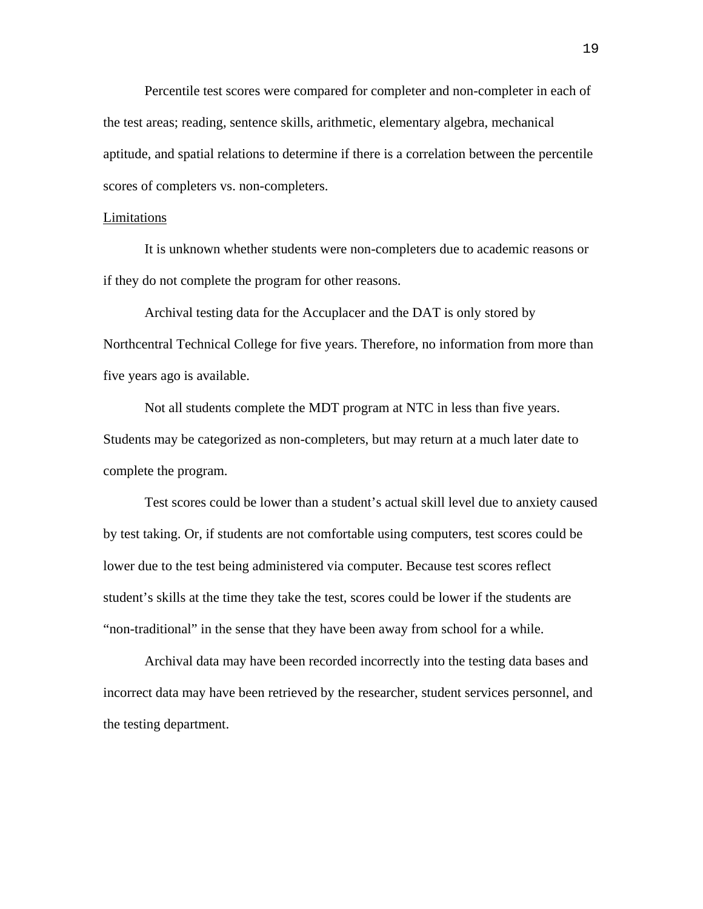Percentile test scores were compared for completer and non-completer in each of the test areas; reading, sentence skills, arithmetic, elementary algebra, mechanical aptitude, and spatial relations to determine if there is a correlation between the percentile scores of completers vs. non-completers.

<u>Limitations</u>

It is unknown whether students were non-completers due to academic reasons or if they do not complete the program for other reasons.

Archival testing data for the Accuplacer and the DAT is only stored by Northcentral Technical College for five years. Therefore, no information from more than five years ago is available.

Not all students complete the MDT program at NTC in less than five years. Students may be categorized as non-completers, but may return at a much later date to complete the program.

Test scores could be lower than a student's actual skill level due to anxiety caused by test taking. Or, if students are not comfortable using computers, test scores could be lower due to the test being administered via computer. Because test scores reflect student's skills at the time they take the test, scores could be lower if the students are "non-traditional" in the sense that they have been away from school for a while.

Archival data may have been recorded incorrectly into the testing data bases and incorrect data may have been retrieved by the researcher, student services personnel, and the testing department.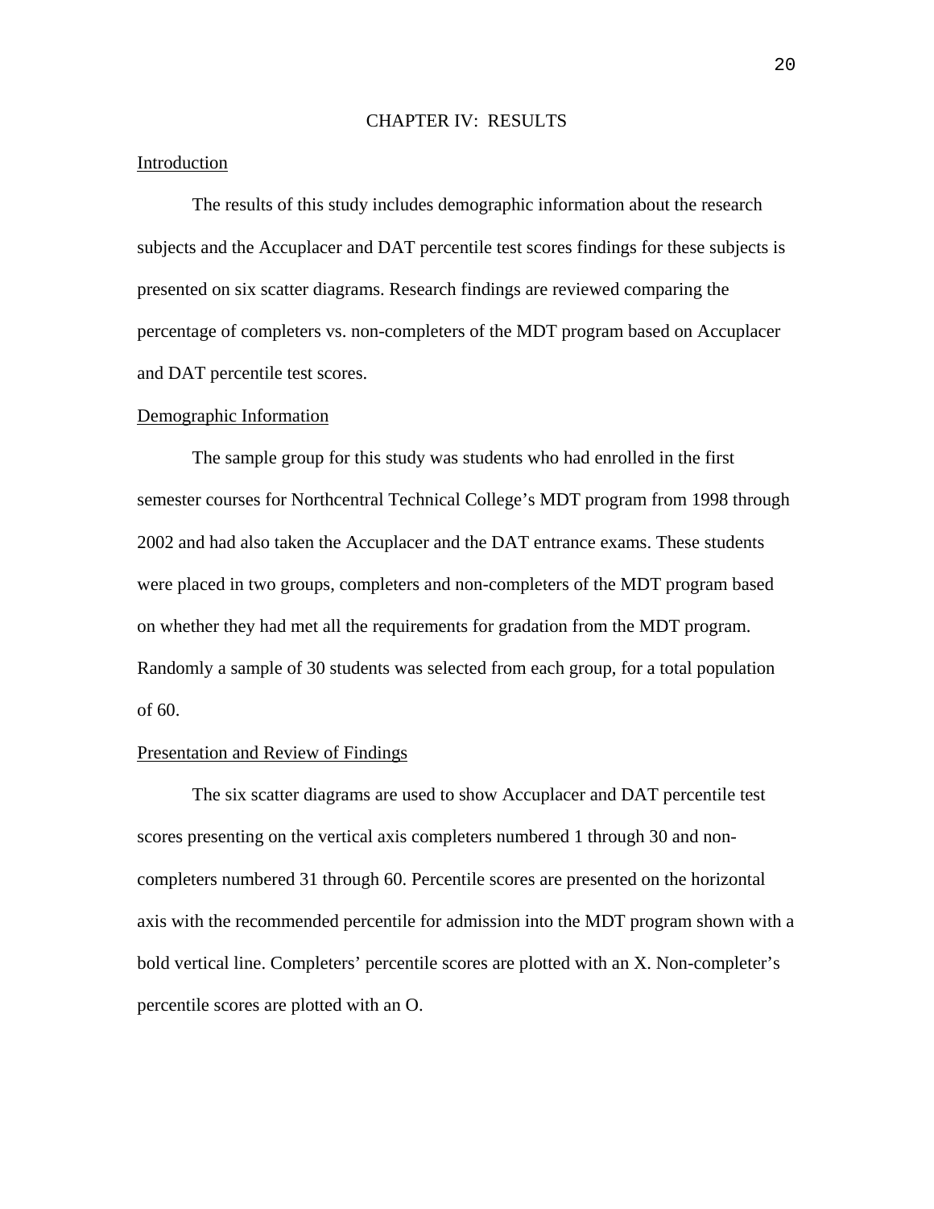# CHAPTER IV: RESULTS

## Introduction

The results of this study includes demographic information about the research subjects and the Accuplacer and DAT percentile test scores findings for these subjects is presented on six scatter diagrams. Research findings are reviewed comparing the percentage of completers vs. non-completers of the MDT program based on Accuplacer and DAT percentile test scores.

## Demographic Information

The sample group for this study was students who had enrolled in the first semester courses for Northcentral Technical College's MDT program from 1998 through 2002 and had also taken the Accuplacer and the DAT entrance exams. These students were placed in two groups, completers and non-completers of the MDT program based on whether they had met all the requirements for gradation from the MDT program. Randomly a sample of 30 students was selected from each group, for a total population of 60.

## Presentation and Review of Findings

The six scatter diagrams are used to show Accuplacer and DAT percentile test scores presenting on the vertical axis completers numbered 1 through 30 and non-completers numbered 31 through 60. Percentile scores are presented on the horizontal axis with the recommended percentile for admission into the MDT program shown with a bold vertical line. Completers' percentile scores are plotted with an X. Non-completer's percentile scores are plotted with an O.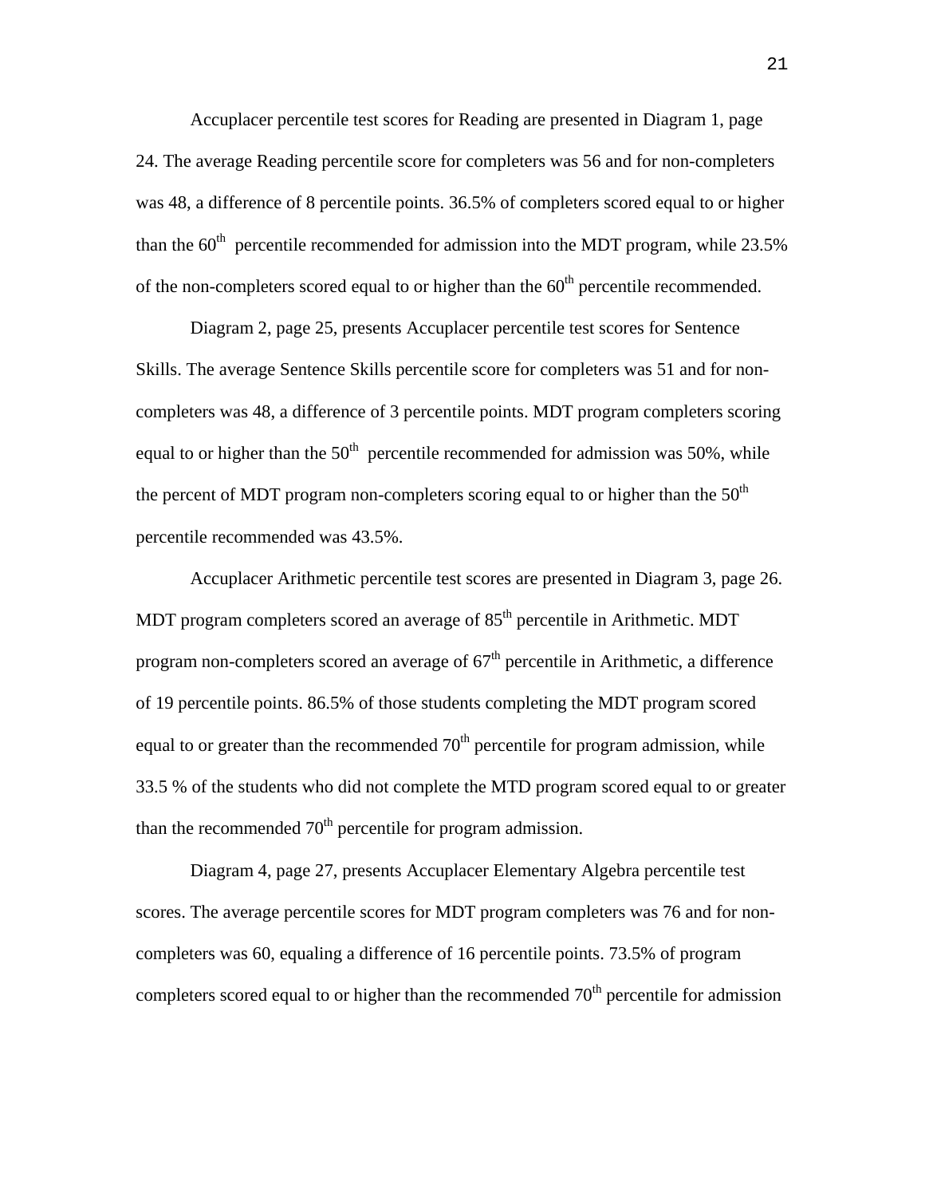Accuplacer percentile test scores for Reading are presented in Diagram 1, page 24. The average Reading percentile score for completers was 56 and for non-completers was 48, a difference of 8 percentile points. 36.5% of completers scored equal to or higher than the 60th percentile recommended for admission into the MDT program, while 23.5% of the non-completers scored equal to or higher than the 60th percentile recommended.

Diagram 2, page 25, presents Accuplacer percentile test scores for Sentence Skills. The average Sentence Skills percentile score for completers was 51 and for non-completers was 48, a difference of 3 percentile points. MDT program completers scoring equal to or higher than the 50th percentile recommended for admission was 50%, while the percent of MDT program non-completers scoring equal to or higher than the 50th percentile recommended was 43.5%.

Accuplacer Arithmetic percentile test scores are presented in Diagram 3, page 26. MDT program completers scored an average of 85th percentile in Arithmetic. MDT program non-completers scored an average of 67th percentile in Arithmetic, a difference of 19 percentile points. 86.5% of those students completing the MDT program scored equal to or greater than the recommended 70th percentile for program admission, while 33.5 % of the students who did not complete the MTD program scored equal to or greater than the recommended 70th percentile for program admission.

Diagram 4, page 27, presents Accuplacer Elementary Algebra percentile test scores. The average percentile scores for MDT program completers was 76 and for non-completers was 60, equaling a difference of 16 percentile points. 73.5% of program completers scored equal to or higher than the recommended 70th percentile for admission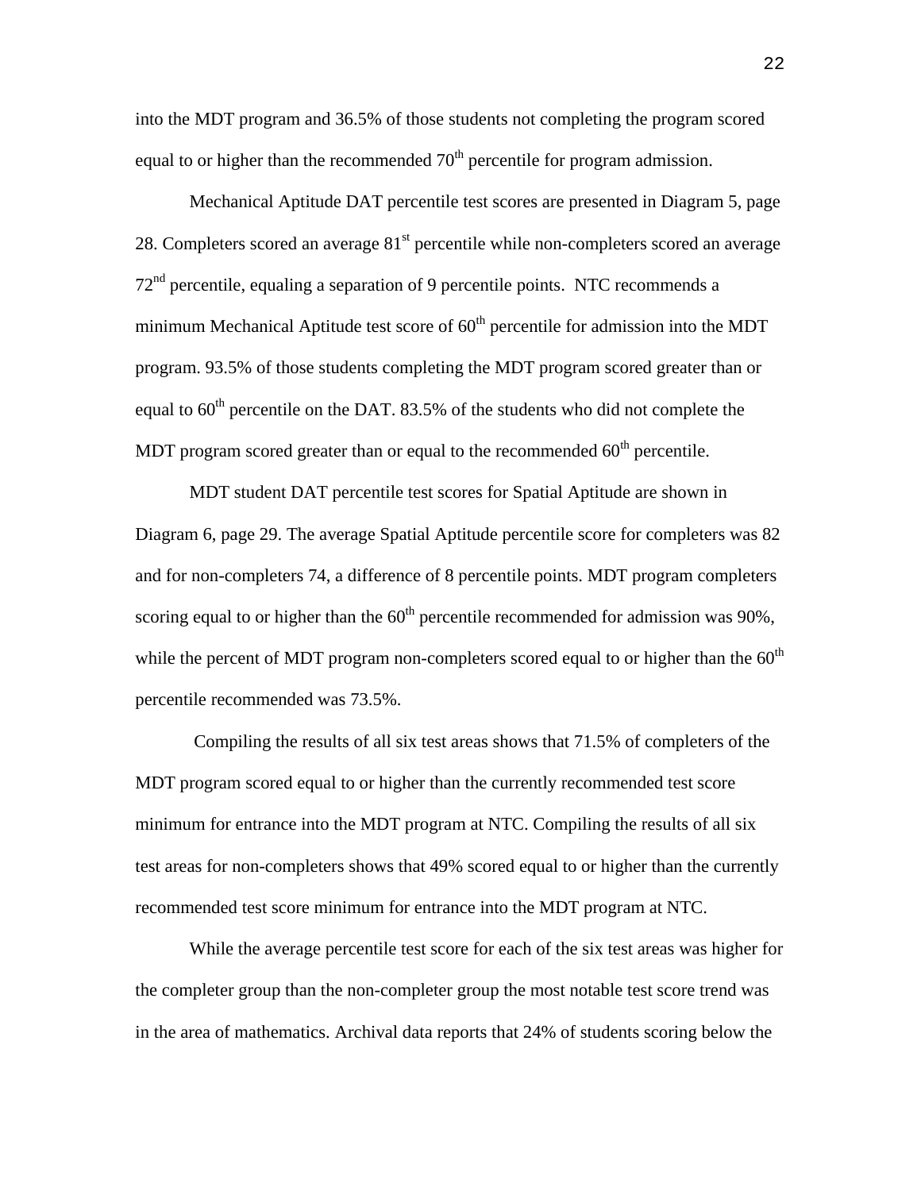into the MDT program and 36.5% of those students not completing the program scored equal to or higher than the recommended 70th percentile for program admission.

Mechanical Aptitude DAT percentile test scores are presented in Diagram 5, page 28. Completers scored an average 81st percentile while non-completers scored an average 72nd percentile, equaling a separation of 9 percentile points. NTC recommends a minimum Mechanical Aptitude test score of 60th percentile for admission into the MDT program. 93.5% of those students completing the MDT program scored greater than or equal to 60th percentile on the DAT. 83.5% of the students who did not complete the MDT program scored greater than or equal to the recommended 60th percentile.

MDT student DAT percentile test scores for Spatial Aptitude are shown in Diagram 6, page 29. The average Spatial Aptitude percentile score for completers was 82 and for non-completers 74, a difference of 8 percentile points. MDT program completers scoring equal to or higher than the 60th percentile recommended for admission was 90%, while the percent of MDT program non-completers scored equal to or higher than the 60th percentile recommended was 73.5%.

Compiling the results of all six test areas shows that 71.5% of completers of the MDT program scored equal to or higher than the currently recommended test score minimum for entrance into the MDT program at NTC. Compiling the results of all six test areas for non-completers shows that 49% scored equal to or higher than the currently recommended test score minimum for entrance into the MDT program at NTC.

While the average percentile test score for each of the six test areas was higher for the completer group than the non-completer group the most notable test score trend was in the area of mathematics. Archival data reports that 24% of students scoring below the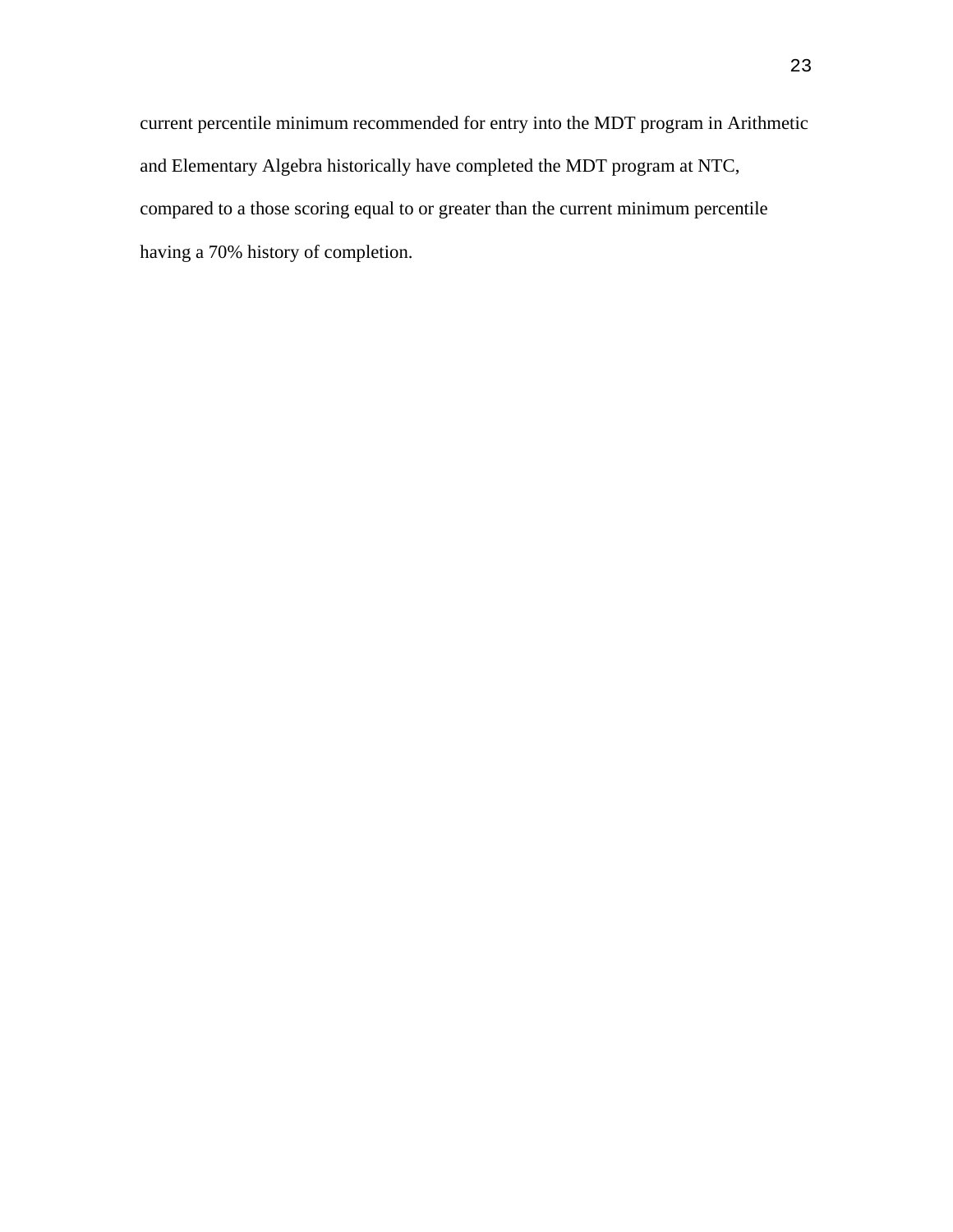current percentile minimum recommended for entry into the MDT program in Arithmetic and Elementary Algebra historically have completed the MDT program at NTC, compared to a those scoring equal to or greater than the current minimum percentile having a 70% history of completion.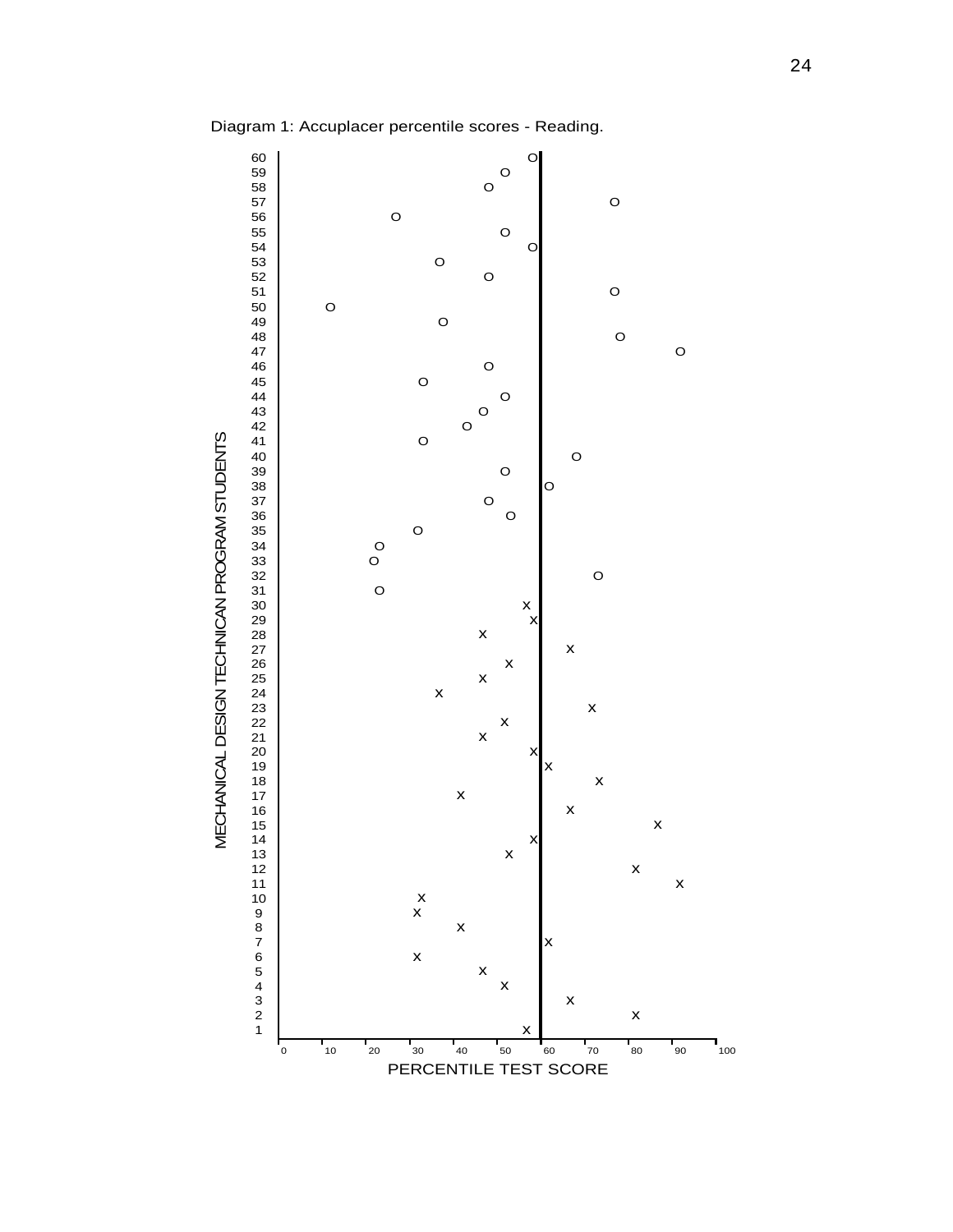Diagram 1: Accuplacer percentile scores - Reading.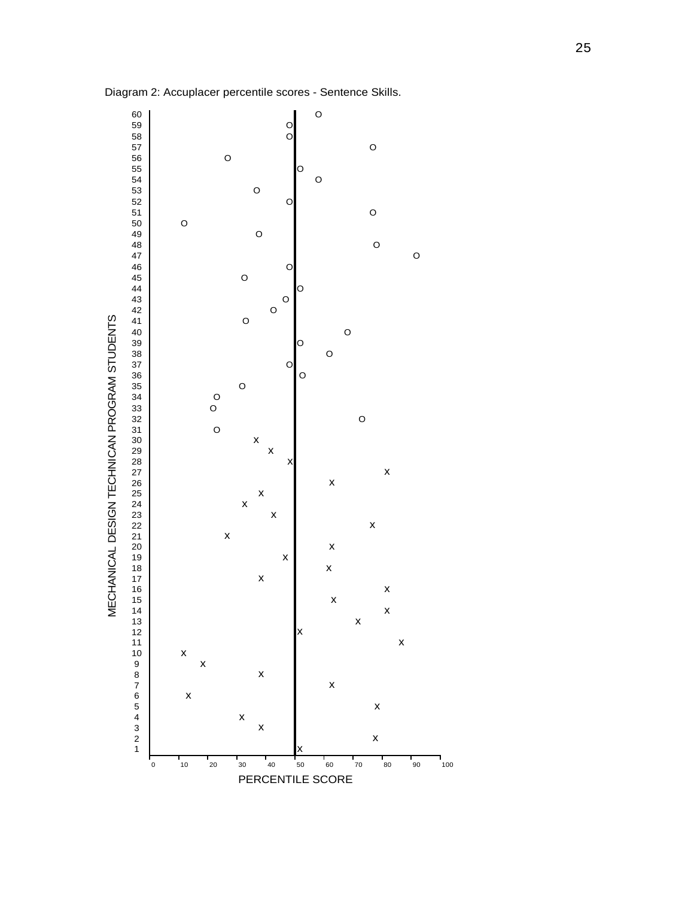Diagram 2: Accuplacer percentile scores - Sentence Skills.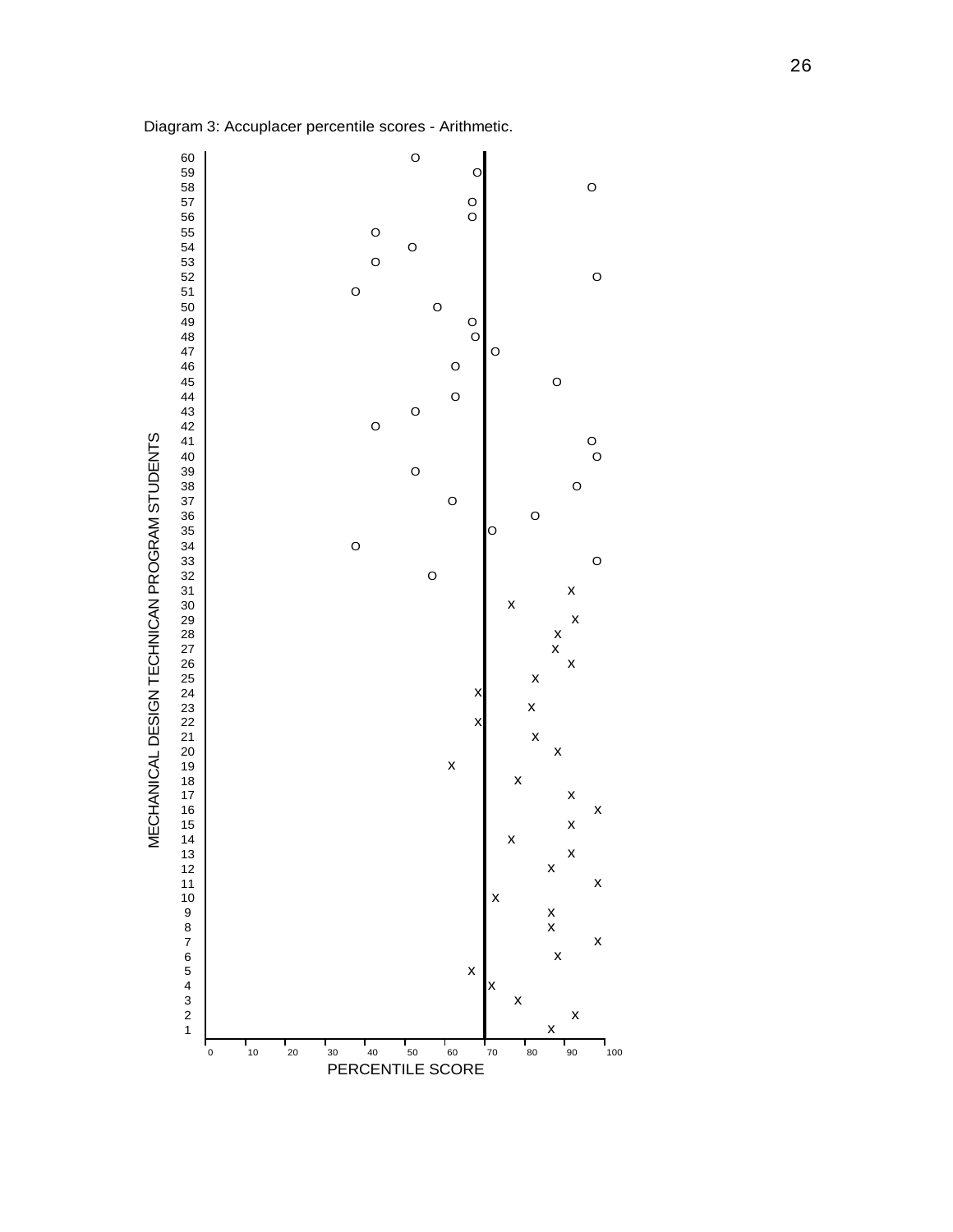Diagram 3: Accuplacer percentile scores - Arithmetic.

MECHANICAL DESIGN TECHNICAN PROGRAM STUDENTS

PERCENTILE SCORE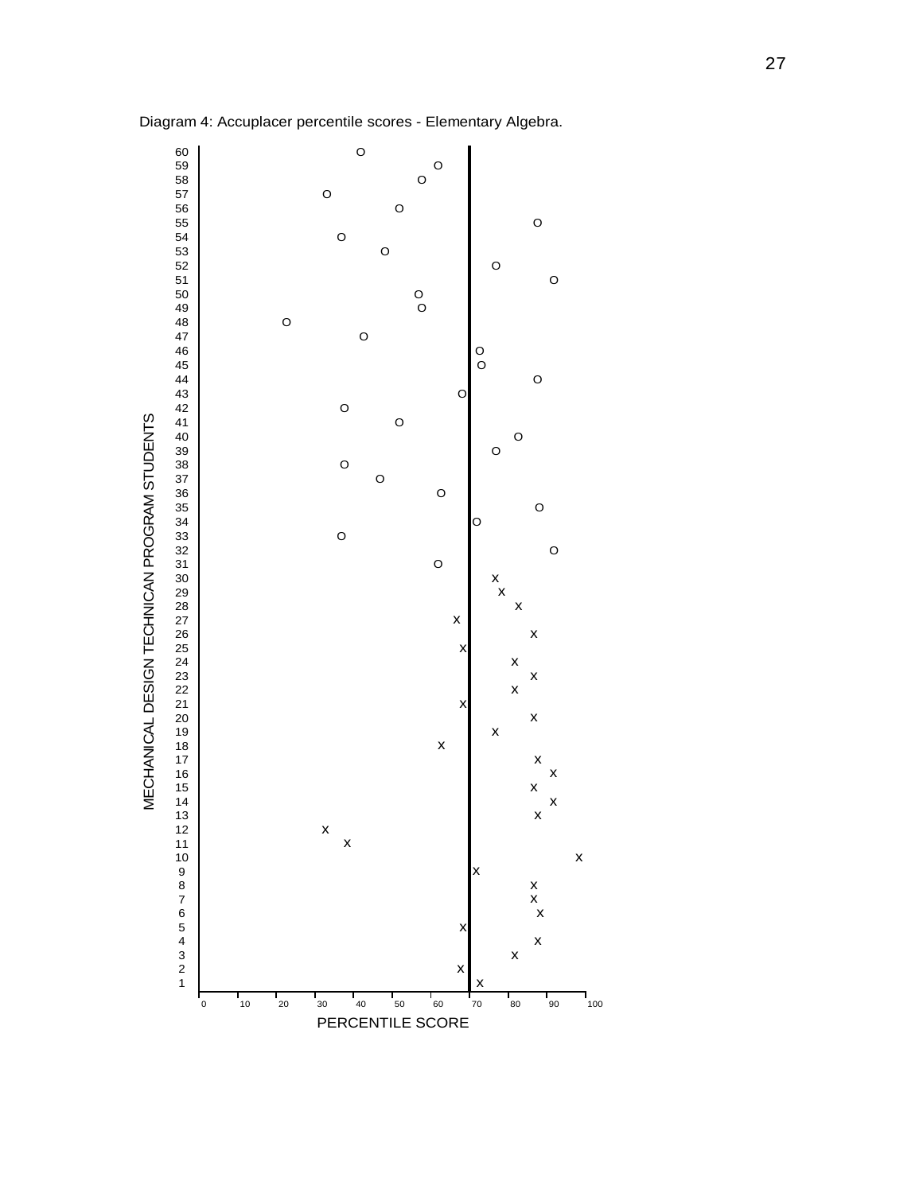Diagram 4: Accuplacer percentile scores - Elementary Algebra.

MECHANICAL DESIGN TECHNICAN PROGRAM STUDENTS

PERCENTILE SCORE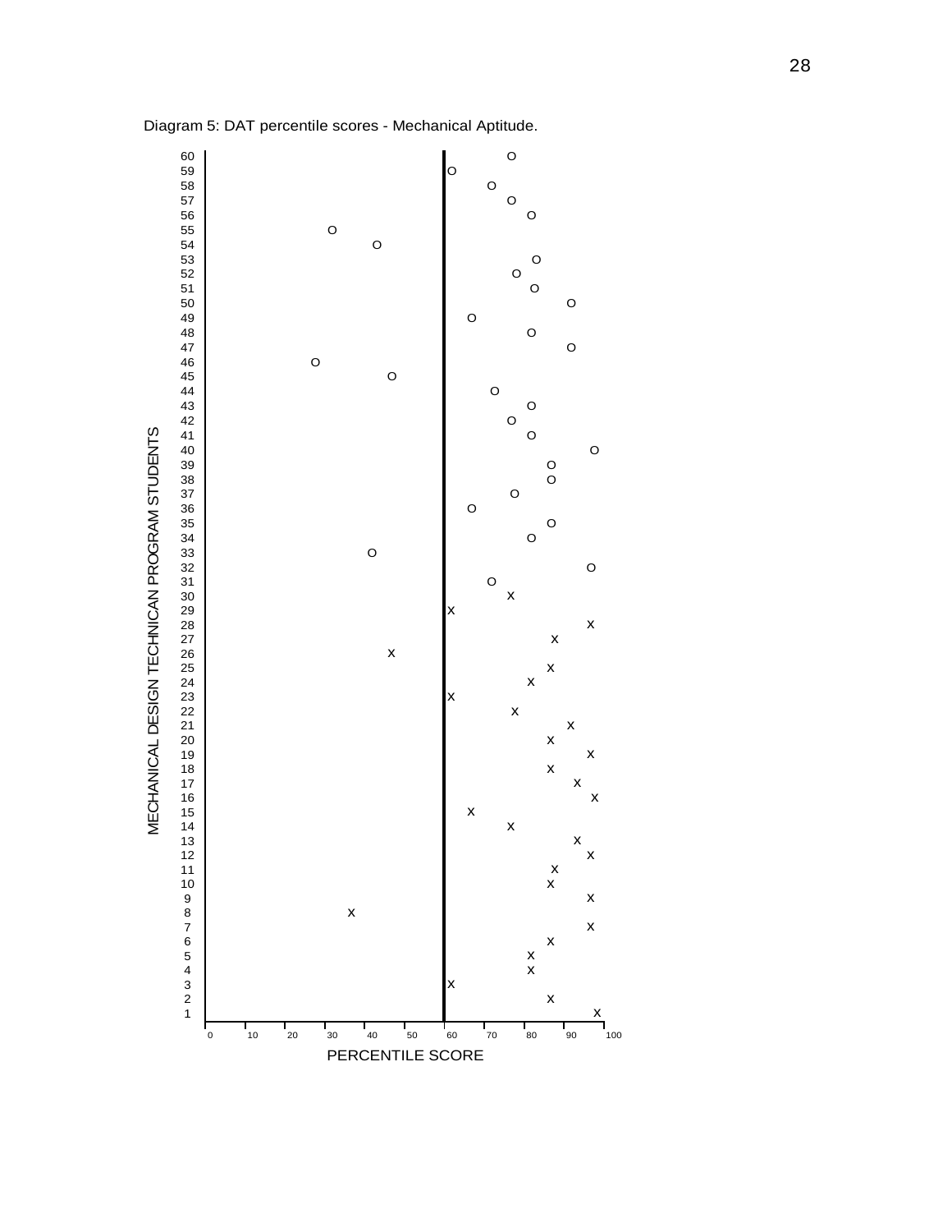Diagram 5: DAT percentile scores - Mechanical Aptitude.

MECHANICAL DESIGN TECHNICAN PROGRAM STUDENTS

PERCENTILE SCORE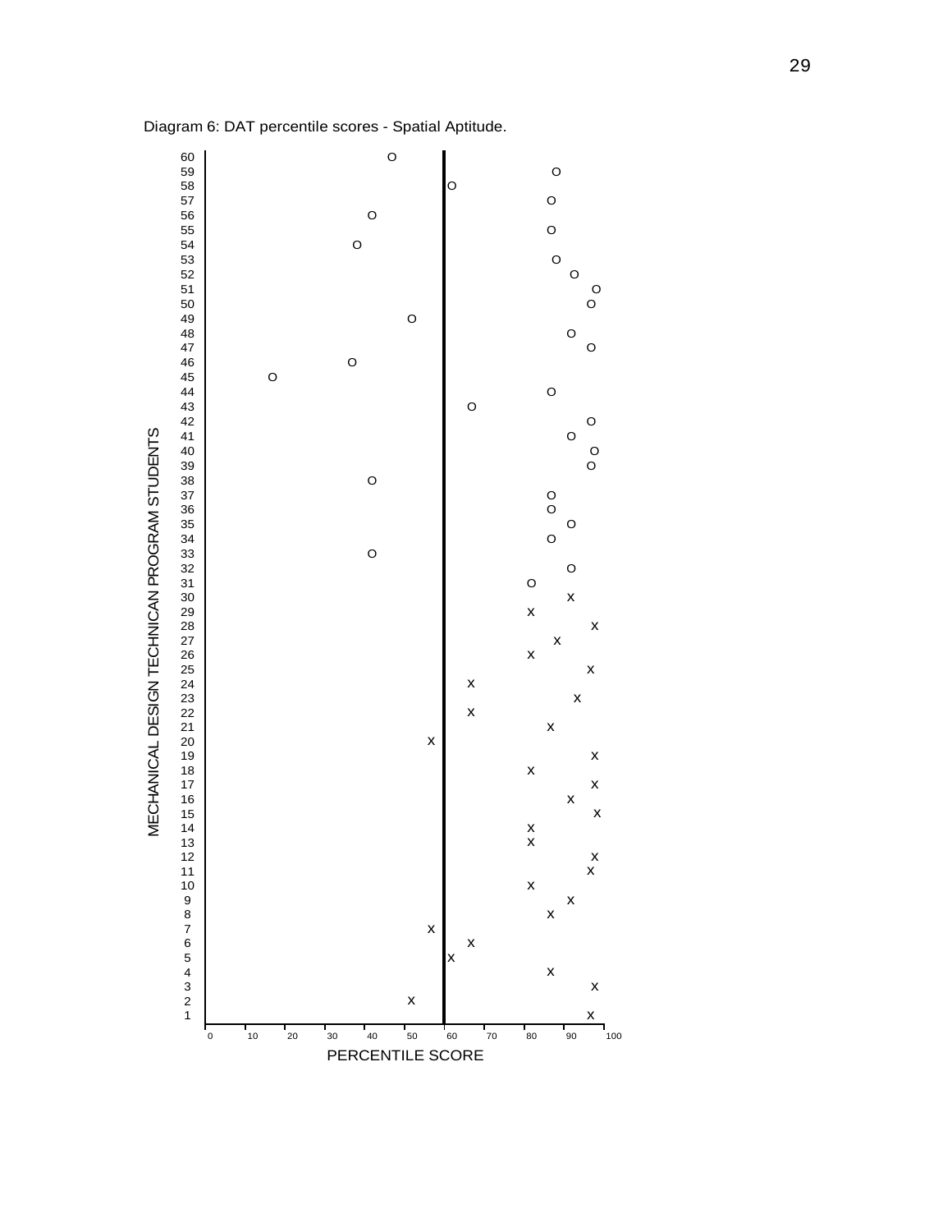Diagram 6: DAT percentile scores - Spatial Aptitude.

| Student | Marker | Percentile Score (approx.) |
|---|---|---|
| 60 | O | 45 |
| 59 | O | 87 |
| 58 | O | 60 |
| 57 | O | 85 |
| 56 | O | 40 |
| 55 | O | 85 |
| 54 | O | 37 |
| 53 | O | 87 |
| 52 | O | 91 |
| 51 | O | 97 |
| 50 | O | 95 |
| 49 | O | 50 |
| 48 | O | 90 |
| 47 | O | 95 |
| 46 | O | 35 |
| 45 | O | 15 |
| 44 | O | 85 |
| 43 | O | 65 |
| 42 | O | 95 |
| 41 | O | 90 |
| 40 | O | 96 |
| 39 | O | 95 |
| 38 | O | 40 |
| 37 | O | 85 |
| 36 | O | 85 |
| 35 | O | 90 |
| 34 | O | 85 |
| 33 | O | 40 |
| 32 | O | 90 |
| 31 | O | 80 |
| 30 | X | 90 |
| 29 | X | 80 |
| 28 | X | 96 |
| 27 | X | 87 |
| 26 | X | 80 |
| 25 | X | 95 |
| 24 | X | 65 |
| 23 | X | 92 |
| 22 | X | 65 |
| 21 | X | 85 |
| 20 | X | 55 |
| 19 | X | 96 |
| 18 | X | 80 |
| 17 | X | 96 |
| 16 | X | 90 |
| 15 | X | 97 |
| 14 | X | 80 |
| 13 | X | 80 |
| 12 | X | 96 |
| 11 | X | 95 |
| 10 | X | 80 |
| 9 | X | 90 |
| 8 | X | 85 |
| 7 | X | 55 |
| 6 | X | 65 |
| 5 | X | 60 |
| 4 | X | 85 |
| 3 | X | 96 |
| 2 | X | 50 |
| 1 | X | 95 |

Y-axis: MECHANICAL DESIGN TECHNICAN PROGRAM STUDENTS

X-axis: PERCENTILE SCORE (0, 10, 20, 30, 40, 50, 60, 70, 80, 90, 100)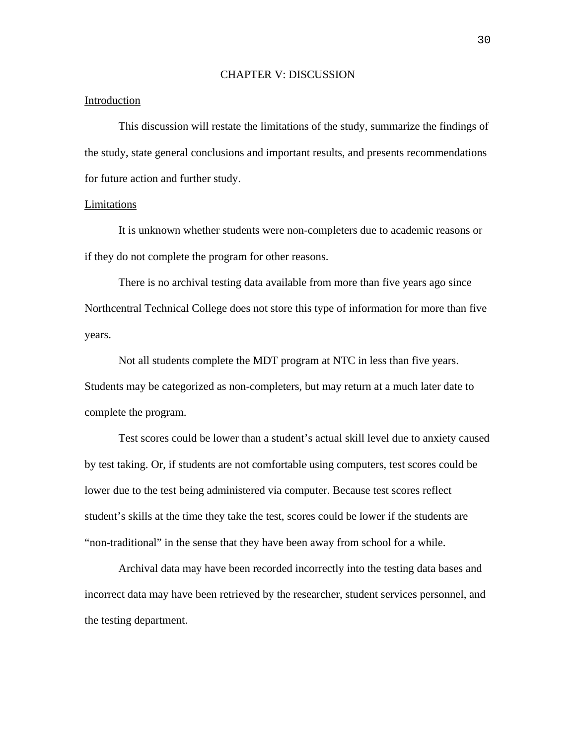# CHAPTER V: DISCUSSION

## Introduction

This discussion will restate the limitations of the study, summarize the findings of the study, state general conclusions and important results, and presents recommendations for future action and further study.

## Limitations

It is unknown whether students were non-completers due to academic reasons or if they do not complete the program for other reasons.

There is no archival testing data available from more than five years ago since Northcentral Technical College does not store this type of information for more than five years.

Not all students complete the MDT program at NTC in less than five years. Students may be categorized as non-completers, but may return at a much later date to complete the program.

Test scores could be lower than a student's actual skill level due to anxiety caused by test taking. Or, if students are not comfortable using computers, test scores could be lower due to the test being administered via computer. Because test scores reflect student's skills at the time they take the test, scores could be lower if the students are "non-traditional" in the sense that they have been away from school for a while.

Archival data may have been recorded incorrectly into the testing data bases and incorrect data may have been retrieved by the researcher, student services personnel, and the testing department.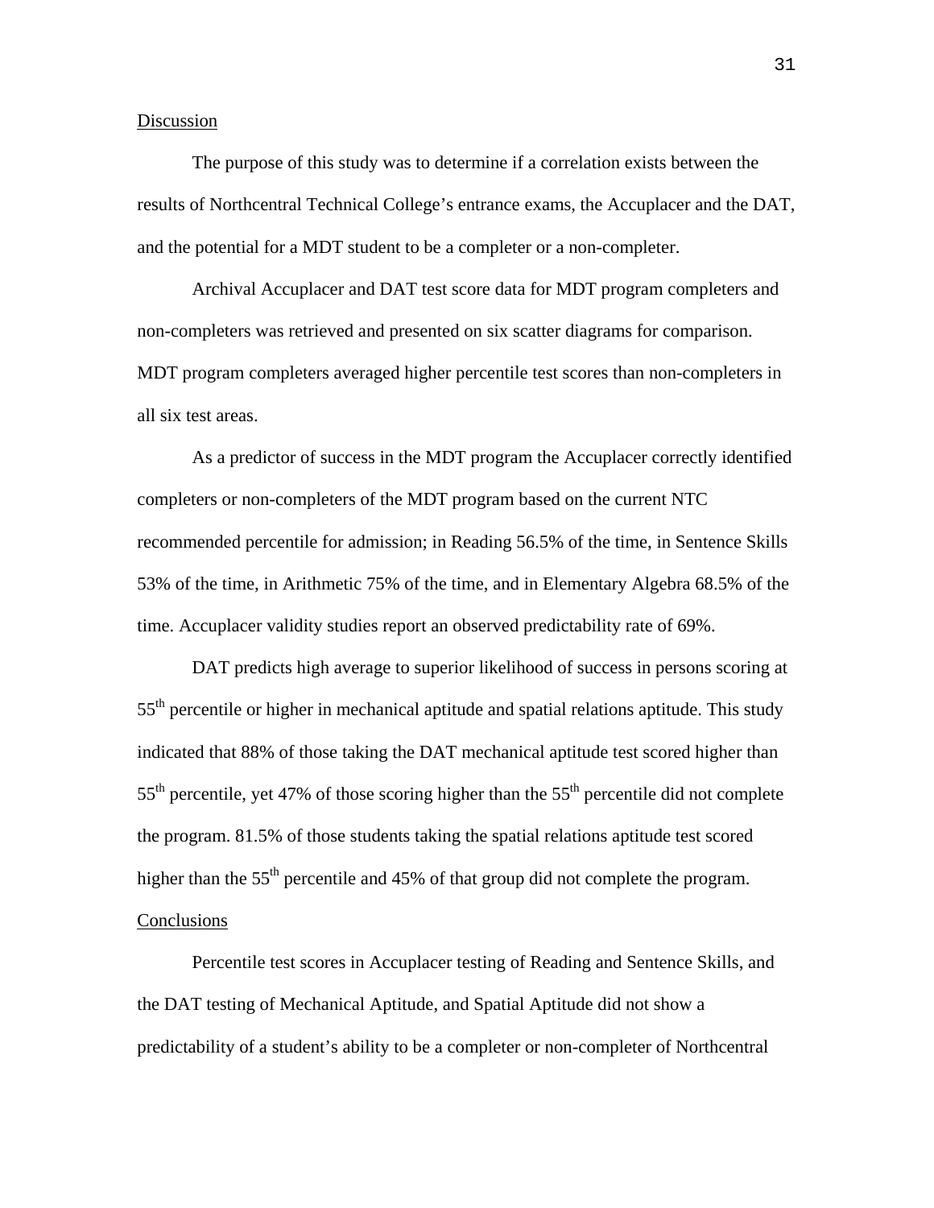<u>Discussion</u>

The purpose of this study was to determine if a correlation exists between the results of Northcentral Technical College's entrance exams, the Accuplacer and the DAT, and the potential for a MDT student to be a completer or a non-completer.

Archival Accuplacer and DAT test score data for MDT program completers and non-completers was retrieved and presented on six scatter diagrams for comparison. MDT program completers averaged higher percentile test scores than non-completers in all six test areas.

As a predictor of success in the MDT program the Accuplacer correctly identified completers or non-completers of the MDT program based on the current NTC recommended percentile for admission; in Reading 56.5% of the time, in Sentence Skills 53% of the time, in Arithmetic 75% of the time, and in Elementary Algebra 68.5% of the time. Accuplacer validity studies report an observed predictability rate of 69%.

DAT predicts high average to superior likelihood of success in persons scoring at 55th percentile or higher in mechanical aptitude and spatial relations aptitude. This study indicated that 88% of those taking the DAT mechanical aptitude test scored higher than 55th percentile, yet 47% of those scoring higher than the 55th percentile did not complete the program. 81.5% of those students taking the spatial relations aptitude test scored higher than the 55th percentile and 45% of that group did not complete the program.

<u>Conclusions</u>

Percentile test scores in Accuplacer testing of Reading and Sentence Skills, and the DAT testing of Mechanical Aptitude, and Spatial Aptitude did not show a predictability of a student's ability to be a completer or non-completer of Northcentral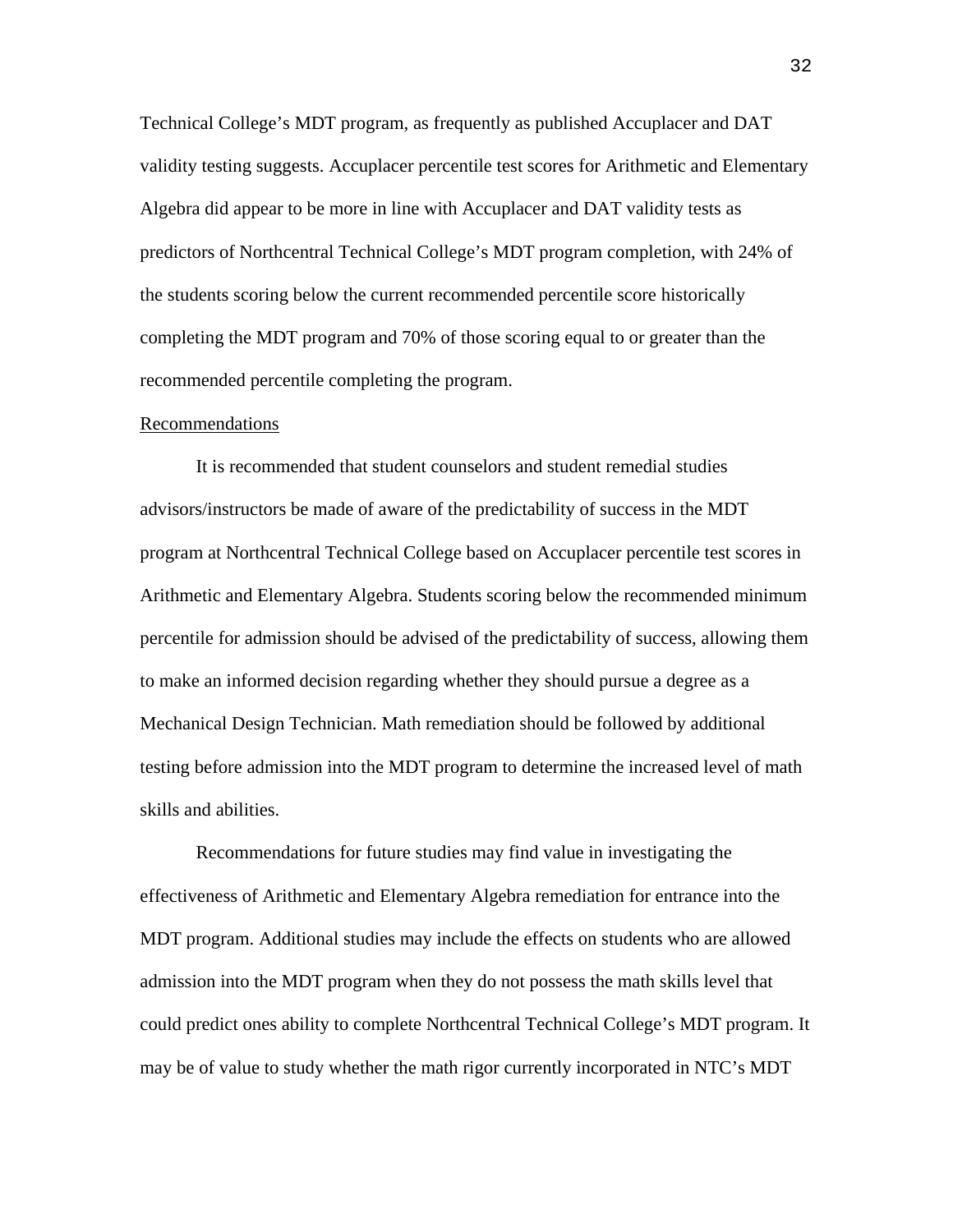Technical College's MDT program, as frequently as published Accuplacer and DAT validity testing suggests. Accuplacer percentile test scores for Arithmetic and Elementary Algebra did appear to be more in line with Accuplacer and DAT validity tests as predictors of Northcentral Technical College's MDT program completion, with 24% of the students scoring below the current recommended percentile score historically completing the MDT program and 70% of those scoring equal to or greater than the recommended percentile completing the program.

## Recommendations

It is recommended that student counselors and student remedial studies advisors/instructors be made of aware of the predictability of success in the MDT program at Northcentral Technical College based on Accuplacer percentile test scores in Arithmetic and Elementary Algebra. Students scoring below the recommended minimum percentile for admission should be advised of the predictability of success, allowing them to make an informed decision regarding whether they should pursue a degree as a Mechanical Design Technician. Math remediation should be followed by additional testing before admission into the MDT program to determine the increased level of math skills and abilities.

Recommendations for future studies may find value in investigating the effectiveness of Arithmetic and Elementary Algebra remediation for entrance into the MDT program. Additional studies may include the effects on students who are allowed admission into the MDT program when they do not possess the math skills level that could predict ones ability to complete Northcentral Technical College's MDT program. It may be of value to study whether the math rigor currently incorporated in NTC's MDT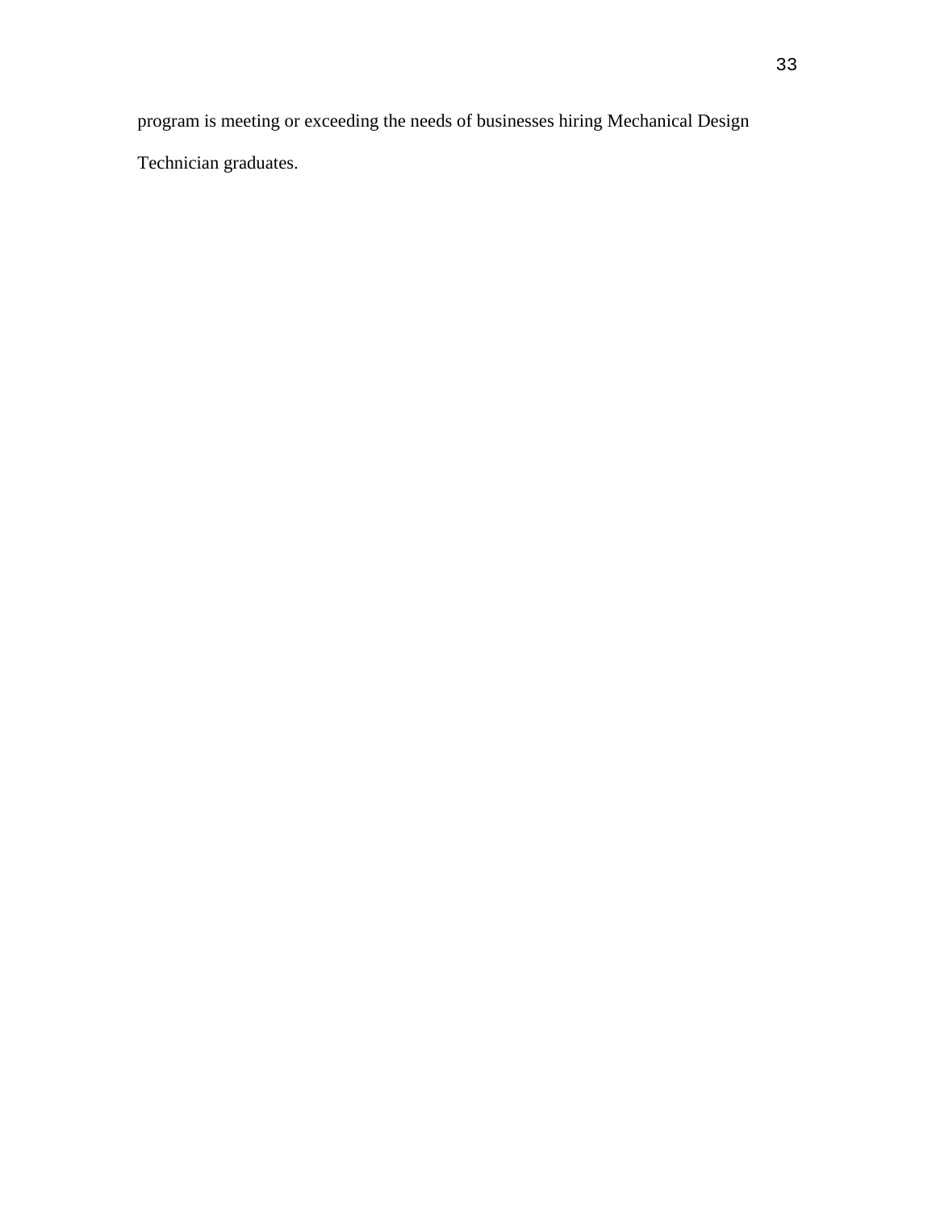program is meeting or exceeding the needs of businesses hiring Mechanical Design Technician graduates.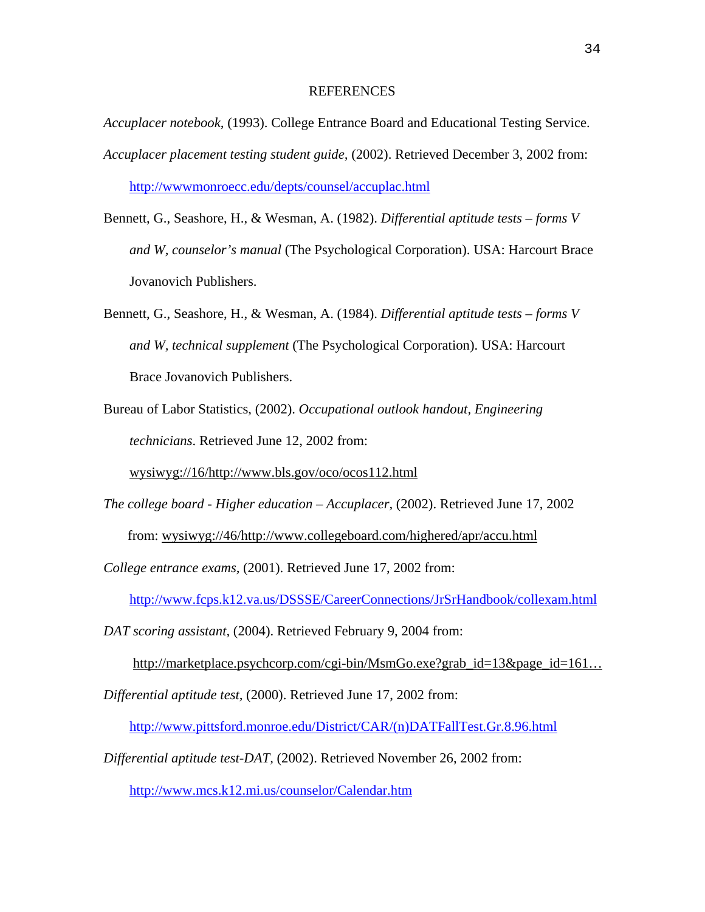# REFERENCES

*Accuplacer notebook,* (1993). College Entrance Board and Educational Testing Service.

*Accuplacer placement testing student guide,* (2002). Retrieved December 3, 2002 from: http://wwwmonroecc.edu/depts/counsel/accuplac.html

Bennett, G., Seashore, H., & Wesman, A. (1982). *Differential aptitude tests – forms V and W, counselor's manual* (The Psychological Corporation). USA: Harcourt Brace Jovanovich Publishers.

Bennett, G., Seashore, H., & Wesman, A. (1984). *Differential aptitude tests – forms V and W, technical supplement* (The Psychological Corporation). USA: Harcourt Brace Jovanovich Publishers.

Bureau of Labor Statistics, (2002). *Occupational outlook handout, Engineering technicians*. Retrieved June 12, 2002 from: wysiwyg://16/http://www.bls.gov/oco/ocos112.html

*The college board - Higher education – Accuplacer,* (2002). Retrieved June 17, 2002 from: wysiwyg://46/http://www.collegeboard.com/highered/apr/accu.html

*College entrance exams,* (2001). Retrieved June 17, 2002 from: http://www.fcps.k12.va.us/DSSSE/CareerConnections/JrSrHandbook/collexam.html

*DAT scoring assistant,* (2004). Retrieved February 9, 2004 from: http://marketplace.psychcorp.com/cgi-bin/MsmGo.exe?grab_id=13&page_id=161…

*Differential aptitude test,* (2000). Retrieved June 17, 2002 from: http://www.pittsford.monroe.edu/District/CAR/(n)DATFallTest.Gr.8.96.html

*Differential aptitude test-DAT,* (2002). Retrieved November 26, 2002 from: http://www.mcs.k12.mi.us/counselor/Calendar.htm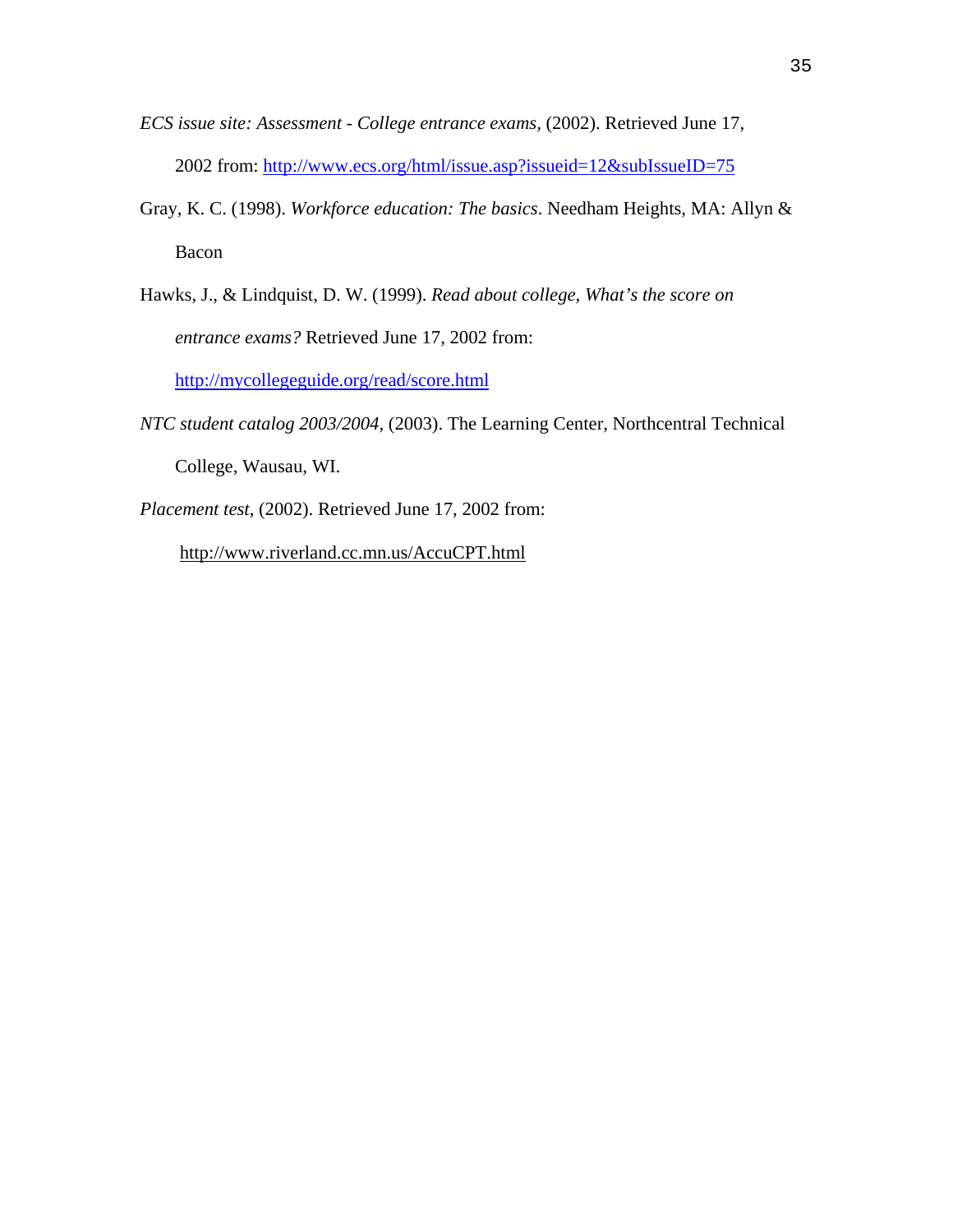*ECS issue site: Assessment - College entrance exams,* (2002). Retrieved June 17, 2002 from: http://www.ecs.org/html/issue.asp?issueid=12&subIssueID=75

Gray, K. C. (1998). *Workforce education: The basics*. Needham Heights, MA: Allyn & Bacon

Hawks, J., & Lindquist, D. W. (1999). *Read about college, What's the score on entrance exams?* Retrieved June 17, 2002 from: http://mycollegeguide.org/read/score.html

*NTC student catalog 2003/2004,* (2003). The Learning Center, Northcentral Technical College, Wausau, WI.

*Placement test*, (2002). Retrieved June 17, 2002 from: http://www.riverland.cc.mn.us/AccuCPT.html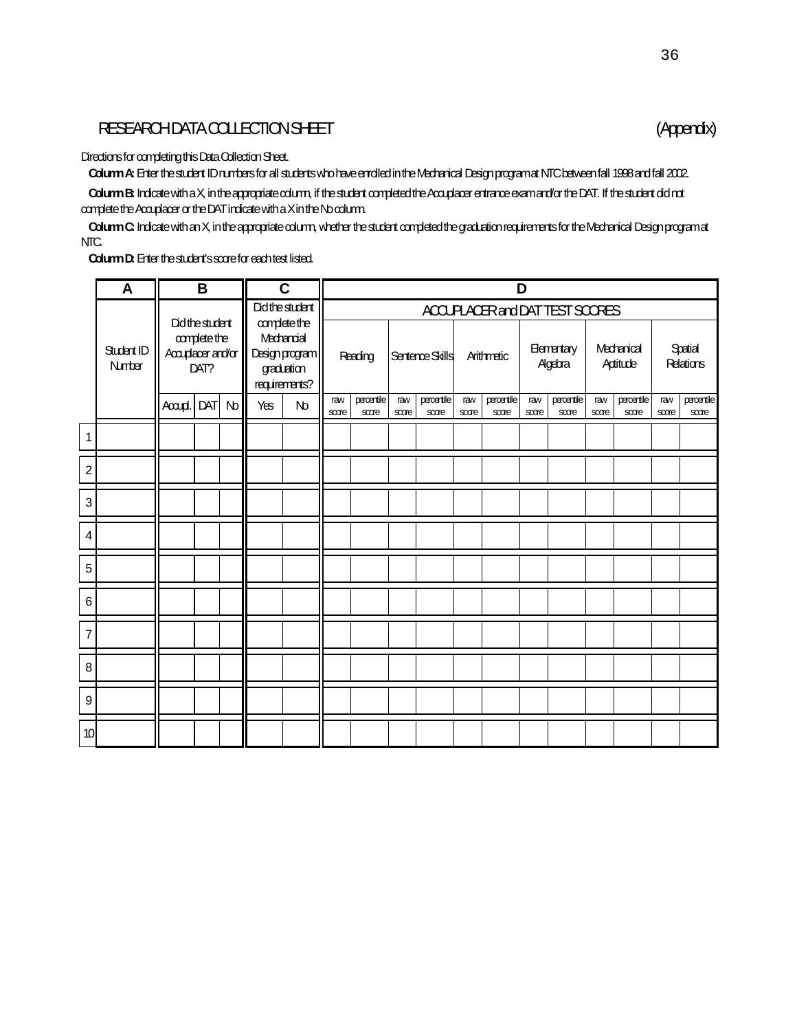RESEARCH DATA COLLECTION SHEET (Appendix)

Directions for completing this Data Collection Sheet.

**Column A:** Enter the student ID numbers for all students who have enrolled in the Mechanical Design program at NTC between fall 1998 and fall 2002.

**Column B:** Indicate with a X, in the appropriate column, if the student completed the Accuplacer entrance exam and/or the DAT. If the student did not complete the Accuplacer or the DAT indicate with a X in the No column.

**Column C:** Indicate with an X, in the appropriate column, whether the student completed the graduation requirements for the Mechanical Design program at NTC.

**Column D:** Enter the student's score for each test listed.

| | A | B | | | C | | D | | | | | | | | | | | |
|---|---|---|---|---|---|---|---|---|---|---|---|---|---|---|---|---|---|---|
| | Student ID Number | Did the student complete the Accuplacer and/or DAT? | | | Did the student complete the Mechanical Design program graduation requirements? | | ACCUPLACER and DAT TEST SCORES | | | | | | | | | | | |
| | | | | | | | Reading | | Sentence Skills | | Arithmetic | | Elementary Algebra | | Mechanical Aptitude | | Spatial Relations | |
| | | Accupl. | DAT | No | Yes | No | raw score | percentile score | raw score | percentile score | raw score | percentile score | raw score | percentile score | raw score | percentile score | raw score | percentile score |
| 1 | | | | | | | | | | | | | | | | | | |
| 2 | | | | | | | | | | | | | | | | | | |
| 3 | | | | | | | | | | | | | | | | | | |
| 4 | | | | | | | | | | | | | | | | | | |
| 5 | | | | | | | | | | | | | | | | | | |
| 6 | | | | | | | | | | | | | | | | | | |
| 7 | | | | | | | | | | | | | | | | | | |
| 8 | | | | | | | | | | | | | | | | | | |
| 9 | | | | | | | | | | | | | | | | | | |
| 10 | | | | | | | | | | | | | | | | | | |